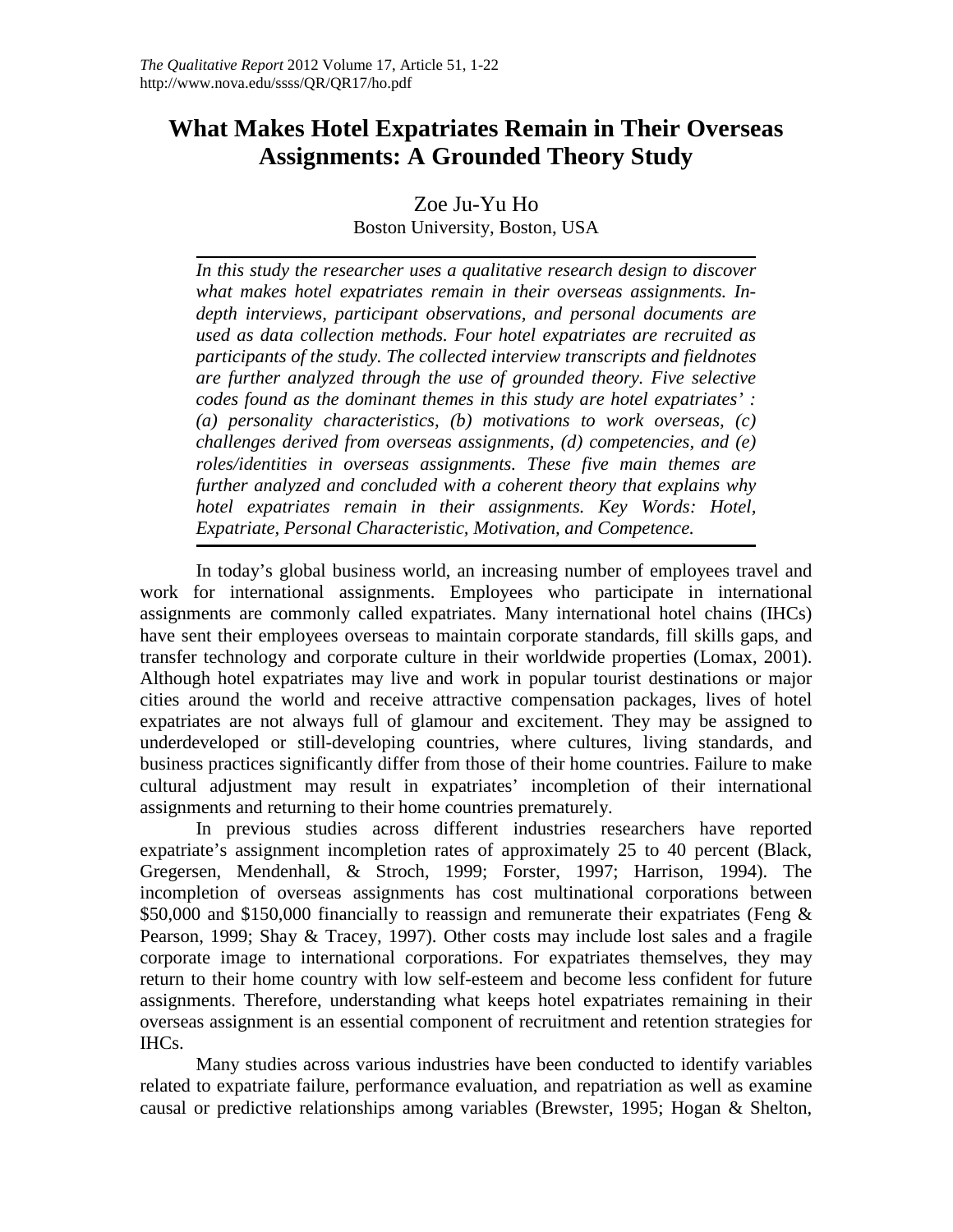# What Makes Hotel Expatriates Remain in Their Overseas Assignments: A Grounded Theory Study

Zoe Ju-Yu Ho
Boston University, Boston, USA

*In this study the researcher uses a qualitative research design to discover what makes hotel expatriates remain in their overseas assignments. In-depth interviews, participant observations, and personal documents are used as data collection methods. Four hotel expatriates are recruited as participants of the study. The collected interview transcripts and fieldnotes are further analyzed through the use of grounded theory. Five selective codes found as the dominant themes in this study are hotel expatriates' : (a) personality characteristics, (b) motivations to work overseas, (c) challenges derived from overseas assignments, (d) competencies, and (e) roles/identities in overseas assignments. These five main themes are further analyzed and concluded with a coherent theory that explains why hotel expatriates remain in their assignments. Key Words: Hotel, Expatriate, Personal Characteristic, Motivation, and Competence.*

In today's global business world, an increasing number of employees travel and work for international assignments. Employees who participate in international assignments are commonly called expatriates. Many international hotel chains (IHCs) have sent their employees overseas to maintain corporate standards, fill skills gaps, and transfer technology and corporate culture in their worldwide properties (Lomax, 2001). Although hotel expatriates may live and work in popular tourist destinations or major cities around the world and receive attractive compensation packages, lives of hotel expatriates are not always full of glamour and excitement. They may be assigned to underdeveloped or still-developing countries, where cultures, living standards, and business practices significantly differ from those of their home countries. Failure to make cultural adjustment may result in expatriates' incompletion of their international assignments and returning to their home countries prematurely.

In previous studies across different industries researchers have reported expatriate's assignment incompletion rates of approximately 25 to 40 percent (Black, Gregersen, Mendenhall, & Stroch, 1999; Forster, 1997; Harrison, 1994). The incompletion of overseas assignments has cost multinational corporations between \$50,000 and \$150,000 financially to reassign and remunerate their expatriates (Feng & Pearson, 1999; Shay & Tracey, 1997). Other costs may include lost sales and a fragile corporate image to international corporations. For expatriates themselves, they may return to their home country with low self-esteem and become less confident for future assignments. Therefore, understanding what keeps hotel expatriates remaining in their overseas assignment is an essential component of recruitment and retention strategies for IHCs.

Many studies across various industries have been conducted to identify variables related to expatriate failure, performance evaluation, and repatriation as well as examine causal or predictive relationships among variables (Brewster, 1995; Hogan & Shelton,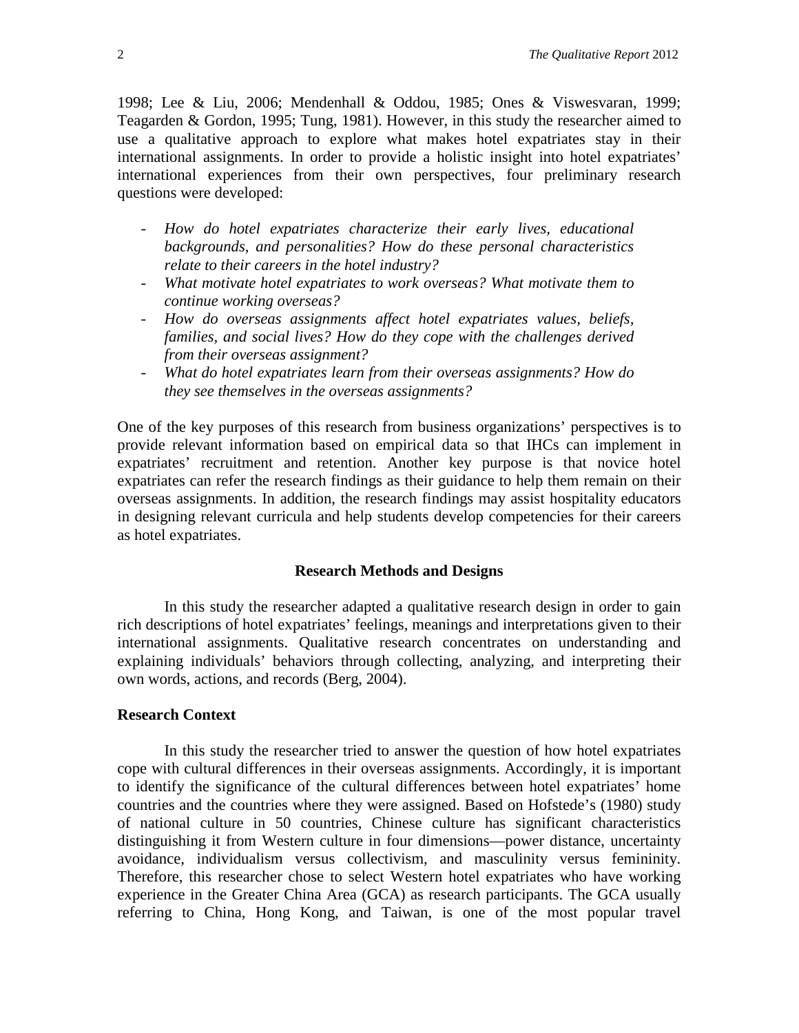1998; Lee & Liu, 2006; Mendenhall & Oddou, 1985; Ones & Viswesvaran, 1999; Teagarden & Gordon, 1995; Tung, 1981). However, in this study the researcher aimed to use a qualitative approach to explore what makes hotel expatriates stay in their international assignments. In order to provide a holistic insight into hotel expatriates' international experiences from their own perspectives, four preliminary research questions were developed:

- *How do hotel expatriates characterize their early lives, educational backgrounds, and personalities? How do these personal characteristics relate to their careers in the hotel industry?*
- *What motivate hotel expatriates to work overseas? What motivate them to continue working overseas?*
- *How do overseas assignments affect hotel expatriates values, beliefs, families, and social lives? How do they cope with the challenges derived from their overseas assignment?*
- *What do hotel expatriates learn from their overseas assignments? How do they see themselves in the overseas assignments?*

One of the key purposes of this research from business organizations' perspectives is to provide relevant information based on empirical data so that IHCs can implement in expatriates' recruitment and retention. Another key purpose is that novice hotel expatriates can refer the research findings as their guidance to help them remain on their overseas assignments. In addition, the research findings may assist hospitality educators in designing relevant curricula and help students develop competencies for their careers as hotel expatriates.

## Research Methods and Designs

In this study the researcher adapted a qualitative research design in order to gain rich descriptions of hotel expatriates' feelings, meanings and interpretations given to their international assignments. Qualitative research concentrates on understanding and explaining individuals' behaviors through collecting, analyzing, and interpreting their own words, actions, and records (Berg, 2004).

### Research Context

In this study the researcher tried to answer the question of how hotel expatriates cope with cultural differences in their overseas assignments. Accordingly, it is important to identify the significance of the cultural differences between hotel expatriates' home countries and the countries where they were assigned. Based on Hofstede's (1980) study of national culture in 50 countries, Chinese culture has significant characteristics distinguishing it from Western culture in four dimensions—power distance, uncertainty avoidance, individualism versus collectivism, and masculinity versus femininity. Therefore, this researcher chose to select Western hotel expatriates who have working experience in the Greater China Area (GCA) as research participants. The GCA usually referring to China, Hong Kong, and Taiwan, is one of the most popular travel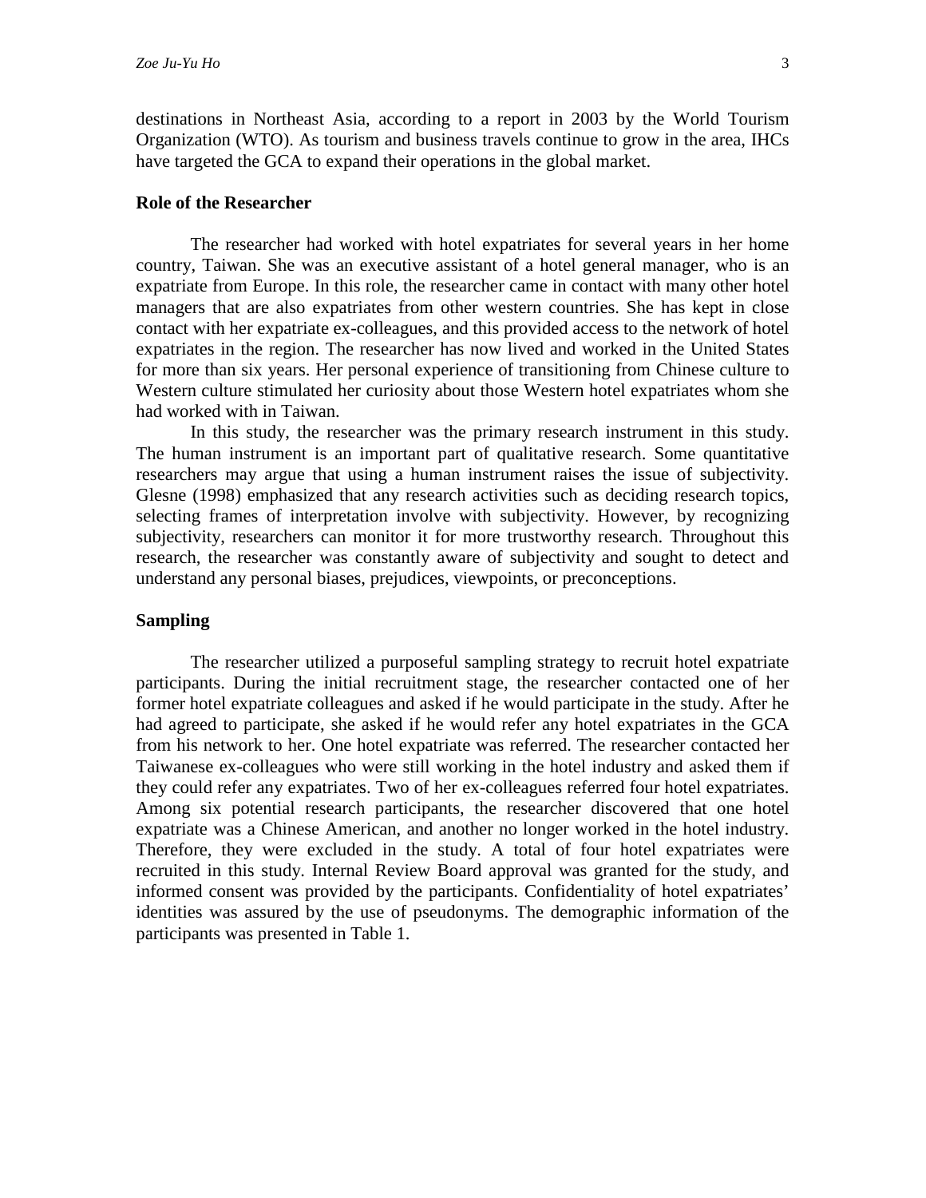destinations in Northeast Asia, according to a report in 2003 by the World Tourism Organization (WTO). As tourism and business travels continue to grow in the area, IHCs have targeted the GCA to expand their operations in the global market.

## Role of the Researcher

The researcher had worked with hotel expatriates for several years in her home country, Taiwan. She was an executive assistant of a hotel general manager, who is an expatriate from Europe. In this role, the researcher came in contact with many other hotel managers that are also expatriates from other western countries. She has kept in close contact with her expatriate ex-colleagues, and this provided access to the network of hotel expatriates in the region. The researcher has now lived and worked in the United States for more than six years. Her personal experience of transitioning from Chinese culture to Western culture stimulated her curiosity about those Western hotel expatriates whom she had worked with in Taiwan.

In this study, the researcher was the primary research instrument in this study. The human instrument is an important part of qualitative research. Some quantitative researchers may argue that using a human instrument raises the issue of subjectivity. Glesne (1998) emphasized that any research activities such as deciding research topics, selecting frames of interpretation involve with subjectivity. However, by recognizing subjectivity, researchers can monitor it for more trustworthy research. Throughout this research, the researcher was constantly aware of subjectivity and sought to detect and understand any personal biases, prejudices, viewpoints, or preconceptions.

## Sampling

The researcher utilized a purposeful sampling strategy to recruit hotel expatriate participants. During the initial recruitment stage, the researcher contacted one of her former hotel expatriate colleagues and asked if he would participate in the study. After he had agreed to participate, she asked if he would refer any hotel expatriates in the GCA from his network to her. One hotel expatriate was referred. The researcher contacted her Taiwanese ex-colleagues who were still working in the hotel industry and asked them if they could refer any expatriates. Two of her ex-colleagues referred four hotel expatriates. Among six potential research participants, the researcher discovered that one hotel expatriate was a Chinese American, and another no longer worked in the hotel industry. Therefore, they were excluded in the study. A total of four hotel expatriates were recruited in this study. Internal Review Board approval was granted for the study, and informed consent was provided by the participants. Confidentiality of hotel expatriates' identities was assured by the use of pseudonyms. The demographic information of the participants was presented in Table 1.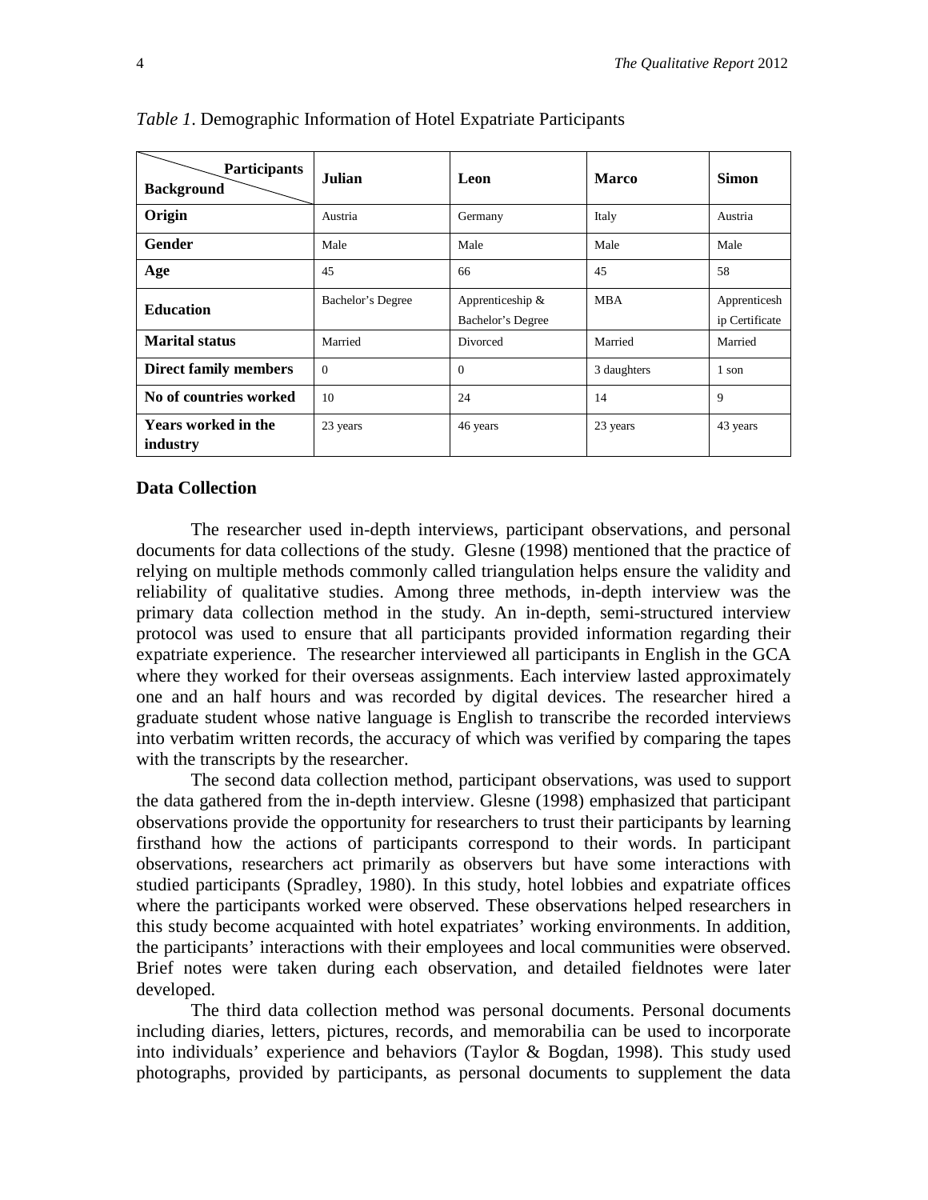*Table 1*. Demographic Information of Hotel Expatriate Participants

| Background / Participants | Julian | Leon | Marco | Simon |
|---|---|---|---|---|
| **Origin** | Austria | Germany | Italy | Austria |
| **Gender** | Male | Male | Male | Male |
| **Age** | 45 | 66 | 45 | 58 |
| **Education** | Bachelor's Degree | Apprenticeship & Bachelor's Degree | MBA | Apprenticeship Certificate |
| **Marital status** | Married | Divorced | Married | Married |
| **Direct family members** | 0 | 0 | 3 daughters | 1 son |
| **No of countries worked** | 10 | 24 | 14 | 9 |
| **Years worked in the industry** | 23 years | 46 years | 23 years | 43 years |

### Data Collection

The researcher used in-depth interviews, participant observations, and personal documents for data collections of the study. Glesne (1998) mentioned that the practice of relying on multiple methods commonly called triangulation helps ensure the validity and reliability of qualitative studies. Among three methods, in-depth interview was the primary data collection method in the study. An in-depth, semi-structured interview protocol was used to ensure that all participants provided information regarding their expatriate experience. The researcher interviewed all participants in English in the GCA where they worked for their overseas assignments. Each interview lasted approximately one and an half hours and was recorded by digital devices. The researcher hired a graduate student whose native language is English to transcribe the recorded interviews into verbatim written records, the accuracy of which was verified by comparing the tapes with the transcripts by the researcher.

The second data collection method, participant observations, was used to support the data gathered from the in-depth interview. Glesne (1998) emphasized that participant observations provide the opportunity for researchers to trust their participants by learning firsthand how the actions of participants correspond to their words. In participant observations, researchers act primarily as observers but have some interactions with studied participants (Spradley, 1980). In this study, hotel lobbies and expatriate offices where the participants worked were observed. These observations helped researchers in this study become acquainted with hotel expatriates' working environments. In addition, the participants' interactions with their employees and local communities were observed. Brief notes were taken during each observation, and detailed fieldnotes were later developed.

The third data collection method was personal documents. Personal documents including diaries, letters, pictures, records, and memorabilia can be used to incorporate into individuals' experience and behaviors (Taylor & Bogdan, 1998). This study used photographs, provided by participants, as personal documents to supplement the data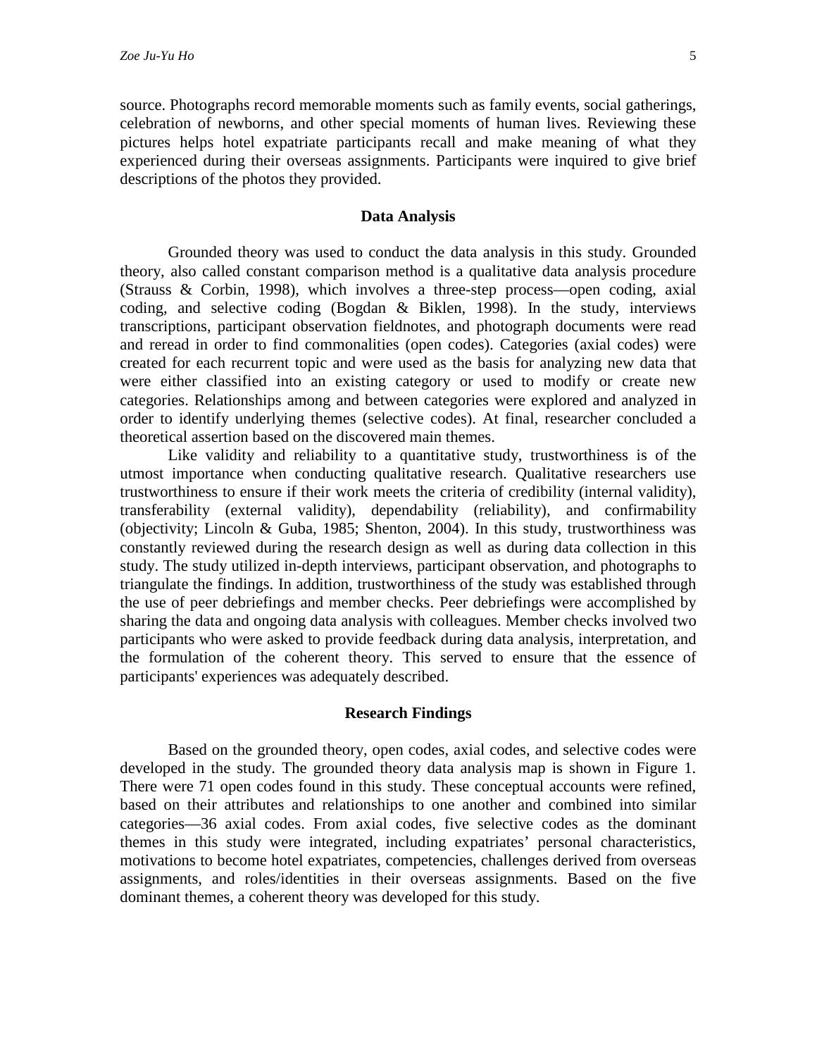source. Photographs record memorable moments such as family events, social gatherings, celebration of newborns, and other special moments of human lives. Reviewing these pictures helps hotel expatriate participants recall and make meaning of what they experienced during their overseas assignments. Participants were inquired to give brief descriptions of the photos they provided.

## Data Analysis

Grounded theory was used to conduct the data analysis in this study. Grounded theory, also called constant comparison method is a qualitative data analysis procedure (Strauss & Corbin, 1998), which involves a three-step process—open coding, axial coding, and selective coding (Bogdan & Biklen, 1998). In the study, interviews transcriptions, participant observation fieldnotes, and photograph documents were read and reread in order to find commonalities (open codes). Categories (axial codes) were created for each recurrent topic and were used as the basis for analyzing new data that were either classified into an existing category or used to modify or create new categories. Relationships among and between categories were explored and analyzed in order to identify underlying themes (selective codes). At final, researcher concluded a theoretical assertion based on the discovered main themes.

Like validity and reliability to a quantitative study, trustworthiness is of the utmost importance when conducting qualitative research. Qualitative researchers use trustworthiness to ensure if their work meets the criteria of credibility (internal validity), transferability (external validity), dependability (reliability), and confirmability (objectivity; Lincoln & Guba, 1985; Shenton, 2004). In this study, trustworthiness was constantly reviewed during the research design as well as during data collection in this study. The study utilized in-depth interviews, participant observation, and photographs to triangulate the findings. In addition, trustworthiness of the study was established through the use of peer debriefings and member checks. Peer debriefings were accomplished by sharing the data and ongoing data analysis with colleagues. Member checks involved two participants who were asked to provide feedback during data analysis, interpretation, and the formulation of the coherent theory. This served to ensure that the essence of participants' experiences was adequately described.

## Research Findings

Based on the grounded theory, open codes, axial codes, and selective codes were developed in the study. The grounded theory data analysis map is shown in Figure 1. There were 71 open codes found in this study. These conceptual accounts were refined, based on their attributes and relationships to one another and combined into similar categories—36 axial codes. From axial codes, five selective codes as the dominant themes in this study were integrated, including expatriates' personal characteristics, motivations to become hotel expatriates, competencies, challenges derived from overseas assignments, and roles/identities in their overseas assignments. Based on the five dominant themes, a coherent theory was developed for this study.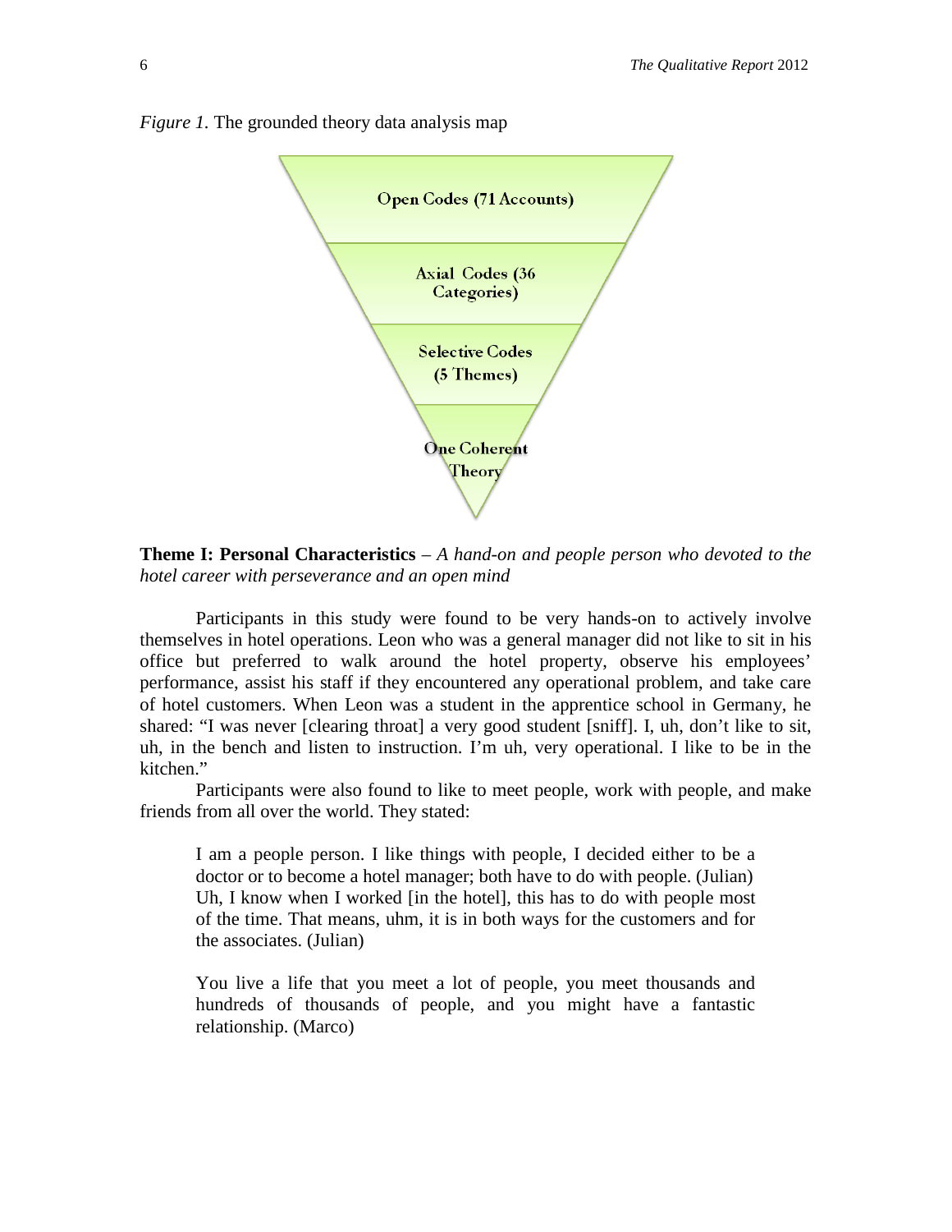*Figure 1.* The grounded theory data analysis map

Open Codes (71 Accounts)

Axial Codes (36 Categories)

Selective Codes (5 Themes)

One Coherent Theory

**Theme I: Personal Characteristics** – *A hand-on and people person who devoted to the hotel career with perseverance and an open mind*

Participants in this study were found to be very hands-on to actively involve themselves in hotel operations. Leon who was a general manager did not like to sit in his office but preferred to walk around the hotel property, observe his employees' performance, assist his staff if they encountered any operational problem, and take care of hotel customers. When Leon was a student in the apprentice school in Germany, he shared: "I was never [clearing throat] a very good student [sniff]. I, uh, don't like to sit, uh, in the bench and listen to instruction. I'm uh, very operational. I like to be in the kitchen."

Participants were also found to like to meet people, work with people, and make friends from all over the world. They stated:

> I am a people person. I like things with people, I decided either to be a doctor or to become a hotel manager; both have to do with people. (Julian) Uh, I know when I worked [in the hotel], this has to do with people most of the time. That means, uhm, it is in both ways for the customers and for the associates. (Julian)
>
> You live a life that you meet a lot of people, you meet thousands and hundreds of thousands of people, and you might have a fantastic relationship. (Marco)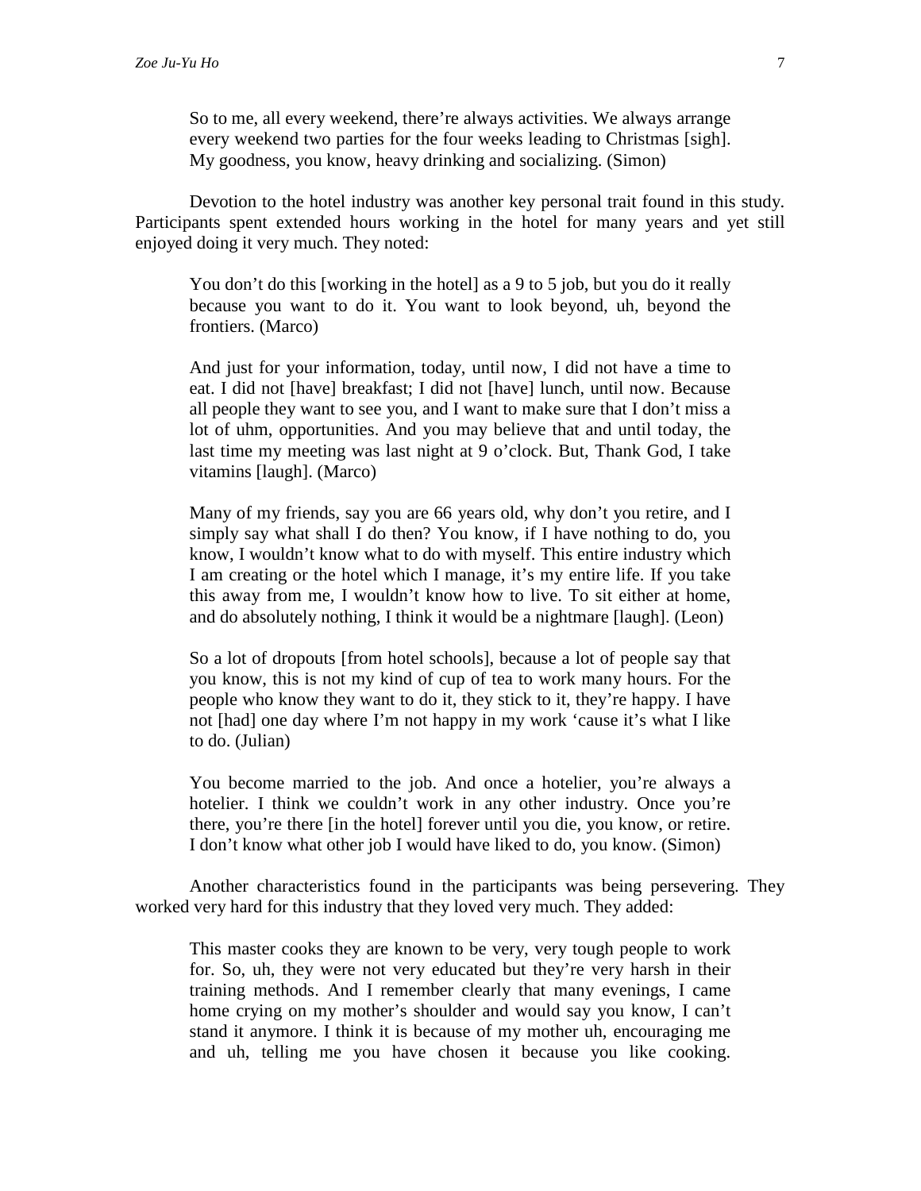> So to me, all every weekend, there're always activities. We always arrange every weekend two parties for the four weeks leading to Christmas [sigh]. My goodness, you know, heavy drinking and socializing. (Simon)

Devotion to the hotel industry was another key personal trait found in this study. Participants spent extended hours working in the hotel for many years and yet still enjoyed doing it very much. They noted:

> You don't do this [working in the hotel] as a 9 to 5 job, but you do it really because you want to do it. You want to look beyond, uh, beyond the frontiers. (Marco)

> And just for your information, today, until now, I did not have a time to eat. I did not [have] breakfast; I did not [have] lunch, until now. Because all people they want to see you, and I want to make sure that I don't miss a lot of uhm, opportunities. And you may believe that and until today, the last time my meeting was last night at 9 o'clock. But, Thank God, I take vitamins [laugh]. (Marco)

> Many of my friends, say you are 66 years old, why don't you retire, and I simply say what shall I do then? You know, if I have nothing to do, you know, I wouldn't know what to do with myself. This entire industry which I am creating or the hotel which I manage, it's my entire life. If you take this away from me, I wouldn't know how to live. To sit either at home, and do absolutely nothing, I think it would be a nightmare [laugh]. (Leon)

> So a lot of dropouts [from hotel schools], because a lot of people say that you know, this is not my kind of cup of tea to work many hours. For the people who know they want to do it, they stick to it, they're happy. I have not [had] one day where I'm not happy in my work 'cause it's what I like to do. (Julian)

> You become married to the job. And once a hotelier, you're always a hotelier. I think we couldn't work in any other industry. Once you're there, you're there [in the hotel] forever until you die, you know, or retire. I don't know what other job I would have liked to do, you know. (Simon)

Another characteristics found in the participants was being persevering. They worked very hard for this industry that they loved very much. They added:

> This master cooks they are known to be very, very tough people to work for. So, uh, they were not very educated but they're very harsh in their training methods. And I remember clearly that many evenings, I came home crying on my mother's shoulder and would say you know, I can't stand it anymore. I think it is because of my mother uh, encouraging me and uh, telling me you have chosen it because you like cooking.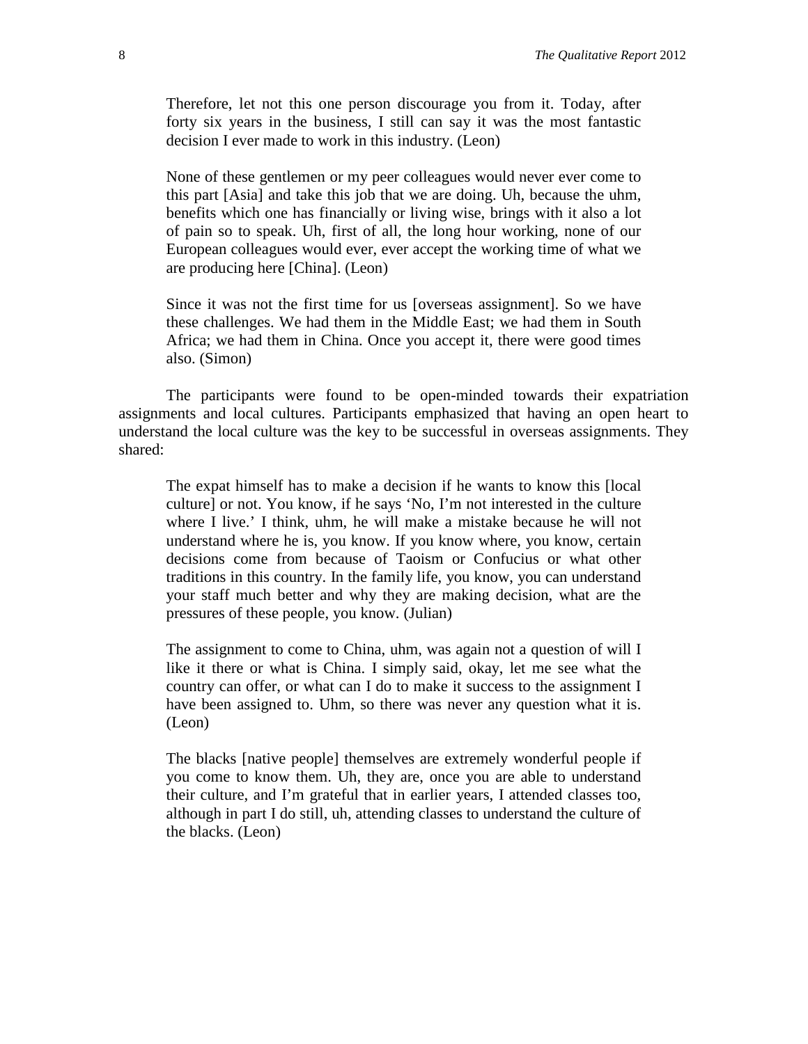> Therefore, let not this one person discourage you from it. Today, after forty six years in the business, I still can say it was the most fantastic decision I ever made to work in this industry. (Leon)

> None of these gentlemen or my peer colleagues would never ever come to this part [Asia] and take this job that we are doing. Uh, because the uhm, benefits which one has financially or living wise, brings with it also a lot of pain so to speak. Uh, first of all, the long hour working, none of our European colleagues would ever, ever accept the working time of what we are producing here [China]. (Leon)

> Since it was not the first time for us [overseas assignment]. So we have these challenges. We had them in the Middle East; we had them in South Africa; we had them in China. Once you accept it, there were good times also. (Simon)

The participants were found to be open-minded towards their expatriation assignments and local cultures. Participants emphasized that having an open heart to understand the local culture was the key to be successful in overseas assignments. They shared:

> The expat himself has to make a decision if he wants to know this [local culture] or not. You know, if he says 'No, I'm not interested in the culture where I live.' I think, uhm, he will make a mistake because he will not understand where he is, you know. If you know where, you know, certain decisions come from because of Taoism or Confucius or what other traditions in this country. In the family life, you know, you can understand your staff much better and why they are making decision, what are the pressures of these people, you know. (Julian)

> The assignment to come to China, uhm, was again not a question of will I like it there or what is China. I simply said, okay, let me see what the country can offer, or what can I do to make it success to the assignment I have been assigned to. Uhm, so there was never any question what it is. (Leon)

> The blacks [native people] themselves are extremely wonderful people if you come to know them. Uh, they are, once you are able to understand their culture, and I'm grateful that in earlier years, I attended classes too, although in part I do still, uh, attending classes to understand the culture of the blacks. (Leon)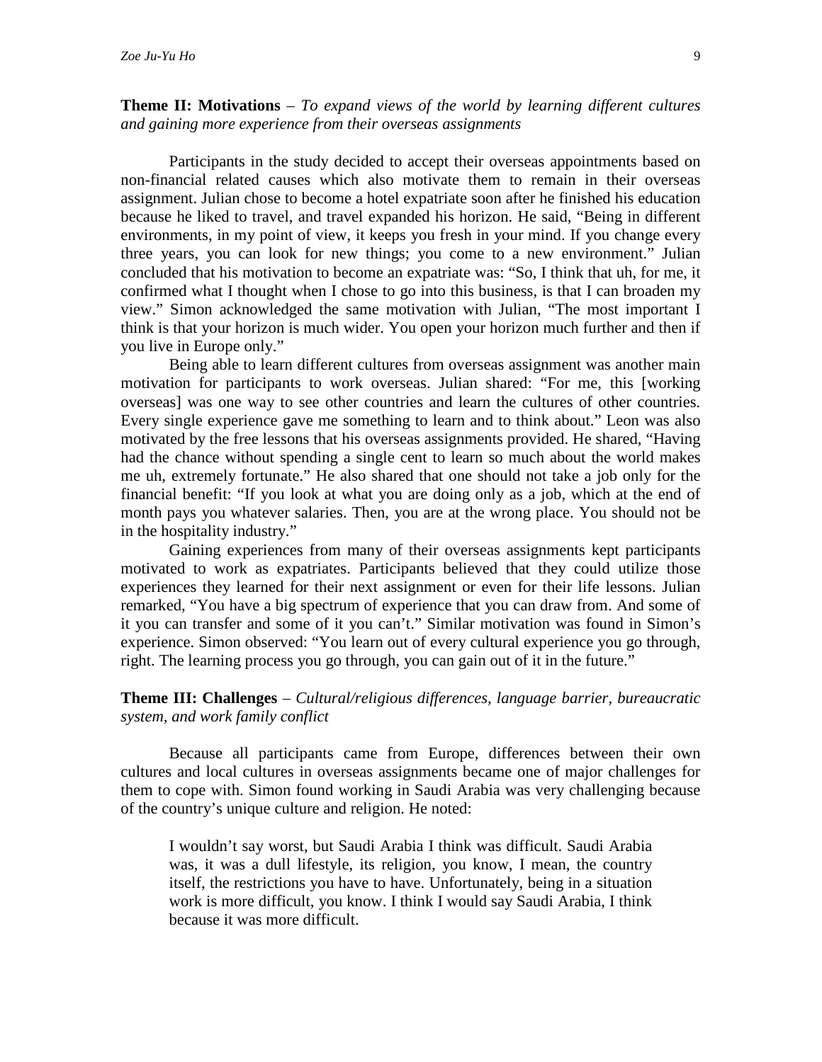**Theme II: Motivations** – *To expand views of the world by learning different cultures and gaining more experience from their overseas assignments*

Participants in the study decided to accept their overseas appointments based on non-financial related causes which also motivate them to remain in their overseas assignment. Julian chose to become a hotel expatriate soon after he finished his education because he liked to travel, and travel expanded his horizon. He said, "Being in different environments, in my point of view, it keeps you fresh in your mind. If you change every three years, you can look for new things; you come to a new environment." Julian concluded that his motivation to become an expatriate was: "So, I think that uh, for me, it confirmed what I thought when I chose to go into this business, is that I can broaden my view." Simon acknowledged the same motivation with Julian, "The most important I think is that your horizon is much wider. You open your horizon much further and then if you live in Europe only."

Being able to learn different cultures from overseas assignment was another main motivation for participants to work overseas. Julian shared: "For me, this [working overseas] was one way to see other countries and learn the cultures of other countries. Every single experience gave me something to learn and to think about." Leon was also motivated by the free lessons that his overseas assignments provided. He shared, "Having had the chance without spending a single cent to learn so much about the world makes me uh, extremely fortunate." He also shared that one should not take a job only for the financial benefit: "If you look at what you are doing only as a job, which at the end of month pays you whatever salaries. Then, you are at the wrong place. You should not be in the hospitality industry."

Gaining experiences from many of their overseas assignments kept participants motivated to work as expatriates. Participants believed that they could utilize those experiences they learned for their next assignment or even for their life lessons. Julian remarked, "You have a big spectrum of experience that you can draw from. And some of it you can transfer and some of it you can't." Similar motivation was found in Simon's experience. Simon observed: "You learn out of every cultural experience you go through, right. The learning process you go through, you can gain out of it in the future."

**Theme III: Challenges** – *Cultural/religious differences, language barrier, bureaucratic system, and work family conflict*

Because all participants came from Europe, differences between their own cultures and local cultures in overseas assignments became one of major challenges for them to cope with. Simon found working in Saudi Arabia was very challenging because of the country's unique culture and religion. He noted:

> I wouldn't say worst, but Saudi Arabia I think was difficult. Saudi Arabia was, it was a dull lifestyle, its religion, you know, I mean, the country itself, the restrictions you have to have. Unfortunately, being in a situation work is more difficult, you know. I think I would say Saudi Arabia, I think because it was more difficult.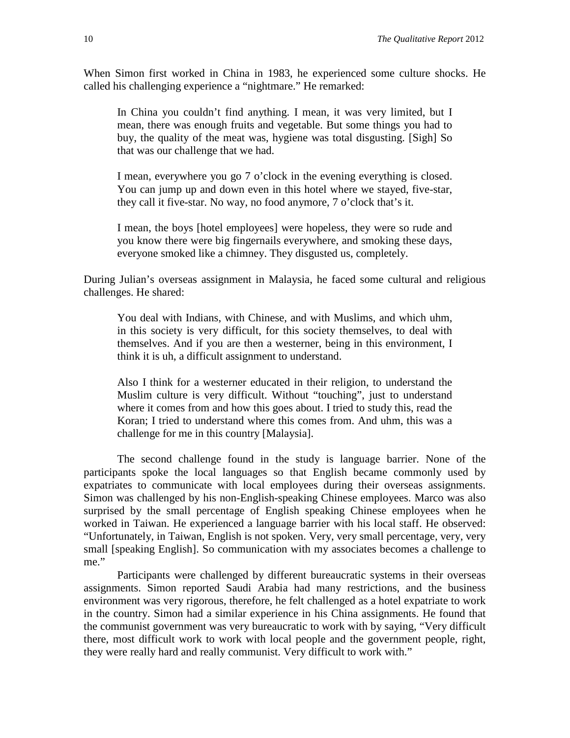When Simon first worked in China in 1983, he experienced some culture shocks. He called his challenging experience a "nightmare." He remarked:

> In China you couldn't find anything. I mean, it was very limited, but I mean, there was enough fruits and vegetable. But some things you had to buy, the quality of the meat was, hygiene was total disgusting. [Sigh] So that was our challenge that we had.
>
> I mean, everywhere you go 7 o'clock in the evening everything is closed. You can jump up and down even in this hotel where we stayed, five-star, they call it five-star. No way, no food anymore, 7 o'clock that's it.
>
> I mean, the boys [hotel employees] were hopeless, they were so rude and you know there were big fingernails everywhere, and smoking these days, everyone smoked like a chimney. They disgusted us, completely.

During Julian's overseas assignment in Malaysia, he faced some cultural and religious challenges. He shared:

> You deal with Indians, with Chinese, and with Muslims, and which uhm, in this society is very difficult, for this society themselves, to deal with themselves. And if you are then a westerner, being in this environment, I think it is uh, a difficult assignment to understand.
>
> Also I think for a westerner educated in their religion, to understand the Muslim culture is very difficult. Without "touching", just to understand where it comes from and how this goes about. I tried to study this, read the Koran; I tried to understand where this comes from. And uhm, this was a challenge for me in this country [Malaysia].

The second challenge found in the study is language barrier. None of the participants spoke the local languages so that English became commonly used by expatriates to communicate with local employees during their overseas assignments. Simon was challenged by his non-English-speaking Chinese employees. Marco was also surprised by the small percentage of English speaking Chinese employees when he worked in Taiwan. He experienced a language barrier with his local staff. He observed: "Unfortunately, in Taiwan, English is not spoken. Very, very small percentage, very, very small [speaking English]. So communication with my associates becomes a challenge to me."

Participants were challenged by different bureaucratic systems in their overseas assignments. Simon reported Saudi Arabia had many restrictions, and the business environment was very rigorous, therefore, he felt challenged as a hotel expatriate to work in the country. Simon had a similar experience in his China assignments. He found that the communist government was very bureaucratic to work with by saying, "Very difficult there, most difficult work to work with local people and the government people, right, they were really hard and really communist. Very difficult to work with."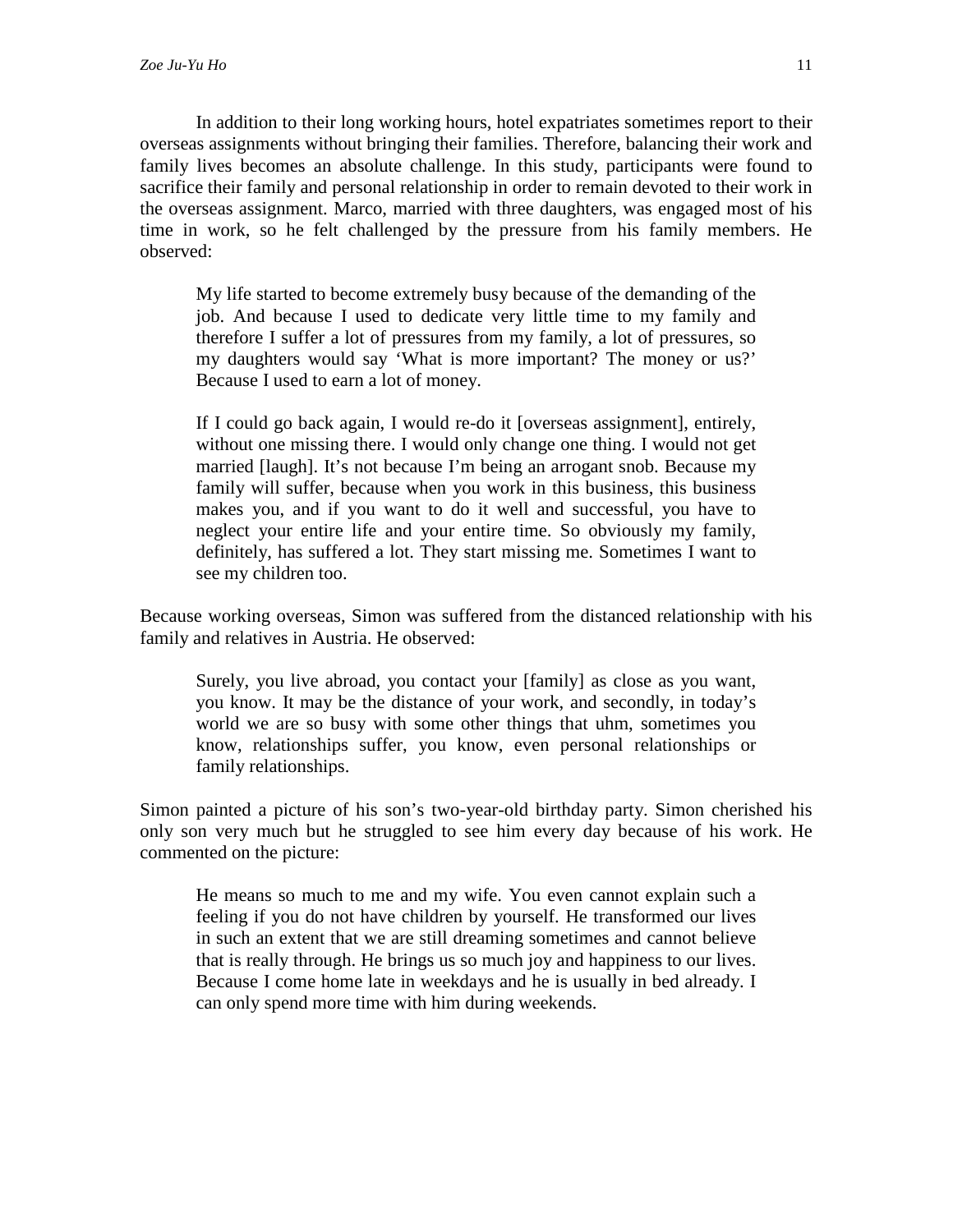In addition to their long working hours, hotel expatriates sometimes report to their overseas assignments without bringing their families. Therefore, balancing their work and family lives becomes an absolute challenge. In this study, participants were found to sacrifice their family and personal relationship in order to remain devoted to their work in the overseas assignment. Marco, married with three daughters, was engaged most of his time in work, so he felt challenged by the pressure from his family members. He observed:

> My life started to become extremely busy because of the demanding of the job. And because I used to dedicate very little time to my family and therefore I suffer a lot of pressures from my family, a lot of pressures, so my daughters would say 'What is more important? The money or us?' Because I used to earn a lot of money.
>
> If I could go back again, I would re-do it [overseas assignment], entirely, without one missing there. I would only change one thing. I would not get married [laugh]. It's not because I'm being an arrogant snob. Because my family will suffer, because when you work in this business, this business makes you, and if you want to do it well and successful, you have to neglect your entire life and your entire time. So obviously my family, definitely, has suffered a lot. They start missing me. Sometimes I want to see my children too.

Because working overseas, Simon was suffered from the distanced relationship with his family and relatives in Austria. He observed:

> Surely, you live abroad, you contact your [family] as close as you want, you know. It may be the distance of your work, and secondly, in today's world we are so busy with some other things that uhm, sometimes you know, relationships suffer, you know, even personal relationships or family relationships.

Simon painted a picture of his son's two-year-old birthday party. Simon cherished his only son very much but he struggled to see him every day because of his work. He commented on the picture:

> He means so much to me and my wife. You even cannot explain such a feeling if you do not have children by yourself. He transformed our lives in such an extent that we are still dreaming sometimes and cannot believe that is really through. He brings us so much joy and happiness to our lives. Because I come home late in weekdays and he is usually in bed already. I can only spend more time with him during weekends.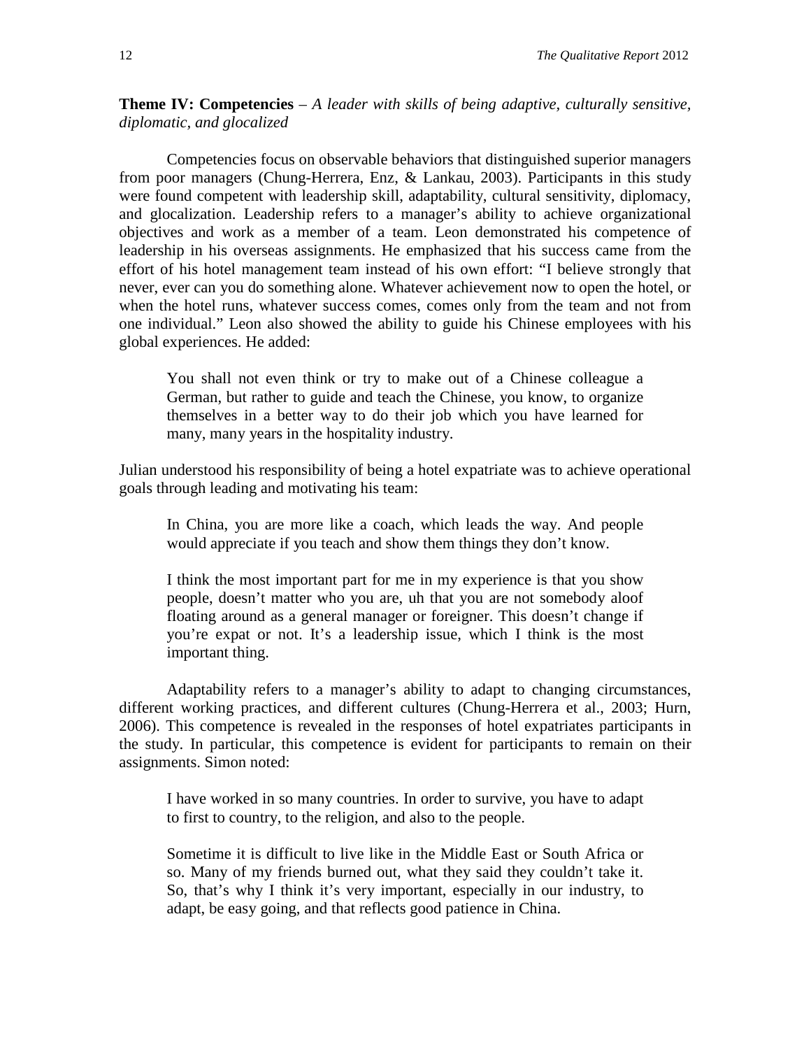**Theme IV: Competencies** – *A leader with skills of being adaptive, culturally sensitive, diplomatic, and glocalized*

Competencies focus on observable behaviors that distinguished superior managers from poor managers (Chung-Herrera, Enz, & Lankau, 2003). Participants in this study were found competent with leadership skill, adaptability, cultural sensitivity, diplomacy, and glocalization. Leadership refers to a manager's ability to achieve organizational objectives and work as a member of a team. Leon demonstrated his competence of leadership in his overseas assignments. He emphasized that his success came from the effort of his hotel management team instead of his own effort: "I believe strongly that never, ever can you do something alone. Whatever achievement now to open the hotel, or when the hotel runs, whatever success comes, comes only from the team and not from one individual." Leon also showed the ability to guide his Chinese employees with his global experiences. He added:

> You shall not even think or try to make out of a Chinese colleague a German, but rather to guide and teach the Chinese, you know, to organize themselves in a better way to do their job which you have learned for many, many years in the hospitality industry.

Julian understood his responsibility of being a hotel expatriate was to achieve operational goals through leading and motivating his team:

> In China, you are more like a coach, which leads the way. And people would appreciate if you teach and show them things they don't know.
>
> I think the most important part for me in my experience is that you show people, doesn't matter who you are, uh that you are not somebody aloof floating around as a general manager or foreigner. This doesn't change if you're expat or not. It's a leadership issue, which I think is the most important thing.

Adaptability refers to a manager's ability to adapt to changing circumstances, different working practices, and different cultures (Chung-Herrera et al., 2003; Hurn, 2006). This competence is revealed in the responses of hotel expatriates participants in the study. In particular, this competence is evident for participants to remain on their assignments. Simon noted:

> I have worked in so many countries. In order to survive, you have to adapt to first to country, to the religion, and also to the people.
>
> Sometime it is difficult to live like in the Middle East or South Africa or so. Many of my friends burned out, what they said they couldn't take it. So, that's why I think it's very important, especially in our industry, to adapt, be easy going, and that reflects good patience in China.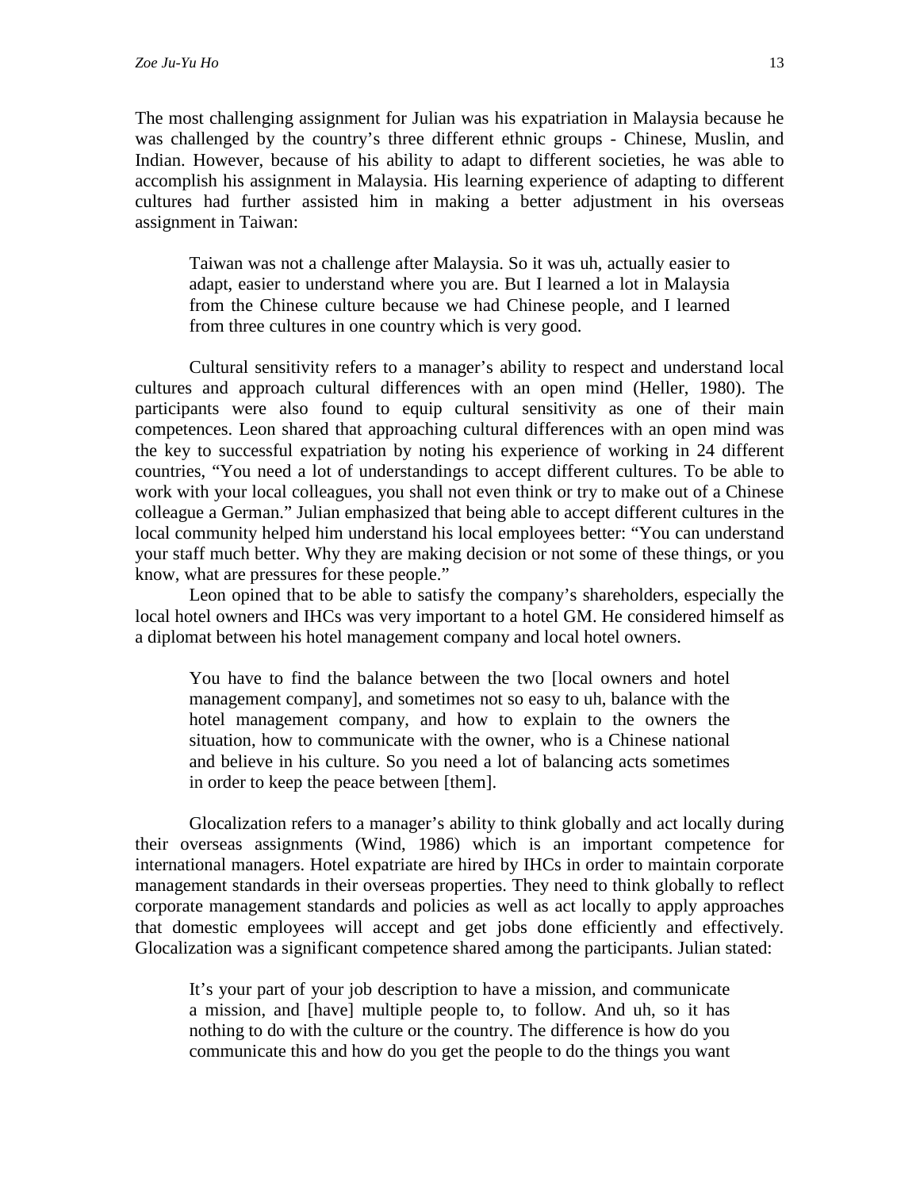The most challenging assignment for Julian was his expatriation in Malaysia because he was challenged by the country's three different ethnic groups - Chinese, Muslin, and Indian. However, because of his ability to adapt to different societies, he was able to accomplish his assignment in Malaysia. His learning experience of adapting to different cultures had further assisted him in making a better adjustment in his overseas assignment in Taiwan:

> Taiwan was not a challenge after Malaysia. So it was uh, actually easier to adapt, easier to understand where you are. But I learned a lot in Malaysia from the Chinese culture because we had Chinese people, and I learned from three cultures in one country which is very good.

Cultural sensitivity refers to a manager's ability to respect and understand local cultures and approach cultural differences with an open mind (Heller, 1980). The participants were also found to equip cultural sensitivity as one of their main competences. Leon shared that approaching cultural differences with an open mind was the key to successful expatriation by noting his experience of working in 24 different countries, "You need a lot of understandings to accept different cultures. To be able to work with your local colleagues, you shall not even think or try to make out of a Chinese colleague a German." Julian emphasized that being able to accept different cultures in the local community helped him understand his local employees better: "You can understand your staff much better. Why they are making decision or not some of these things, or you know, what are pressures for these people."

Leon opined that to be able to satisfy the company's shareholders, especially the local hotel owners and IHCs was very important to a hotel GM. He considered himself as a diplomat between his hotel management company and local hotel owners.

> You have to find the balance between the two [local owners and hotel management company], and sometimes not so easy to uh, balance with the hotel management company, and how to explain to the owners the situation, how to communicate with the owner, who is a Chinese national and believe in his culture. So you need a lot of balancing acts sometimes in order to keep the peace between [them].

Glocalization refers to a manager's ability to think globally and act locally during their overseas assignments (Wind, 1986) which is an important competence for international managers. Hotel expatriate are hired by IHCs in order to maintain corporate management standards in their overseas properties. They need to think globally to reflect corporate management standards and policies as well as act locally to apply approaches that domestic employees will accept and get jobs done efficiently and effectively. Glocalization was a significant competence shared among the participants. Julian stated:

> It's your part of your job description to have a mission, and communicate a mission, and [have] multiple people to, to follow. And uh, so it has nothing to do with the culture or the country. The difference is how do you communicate this and how do you get the people to do the things you want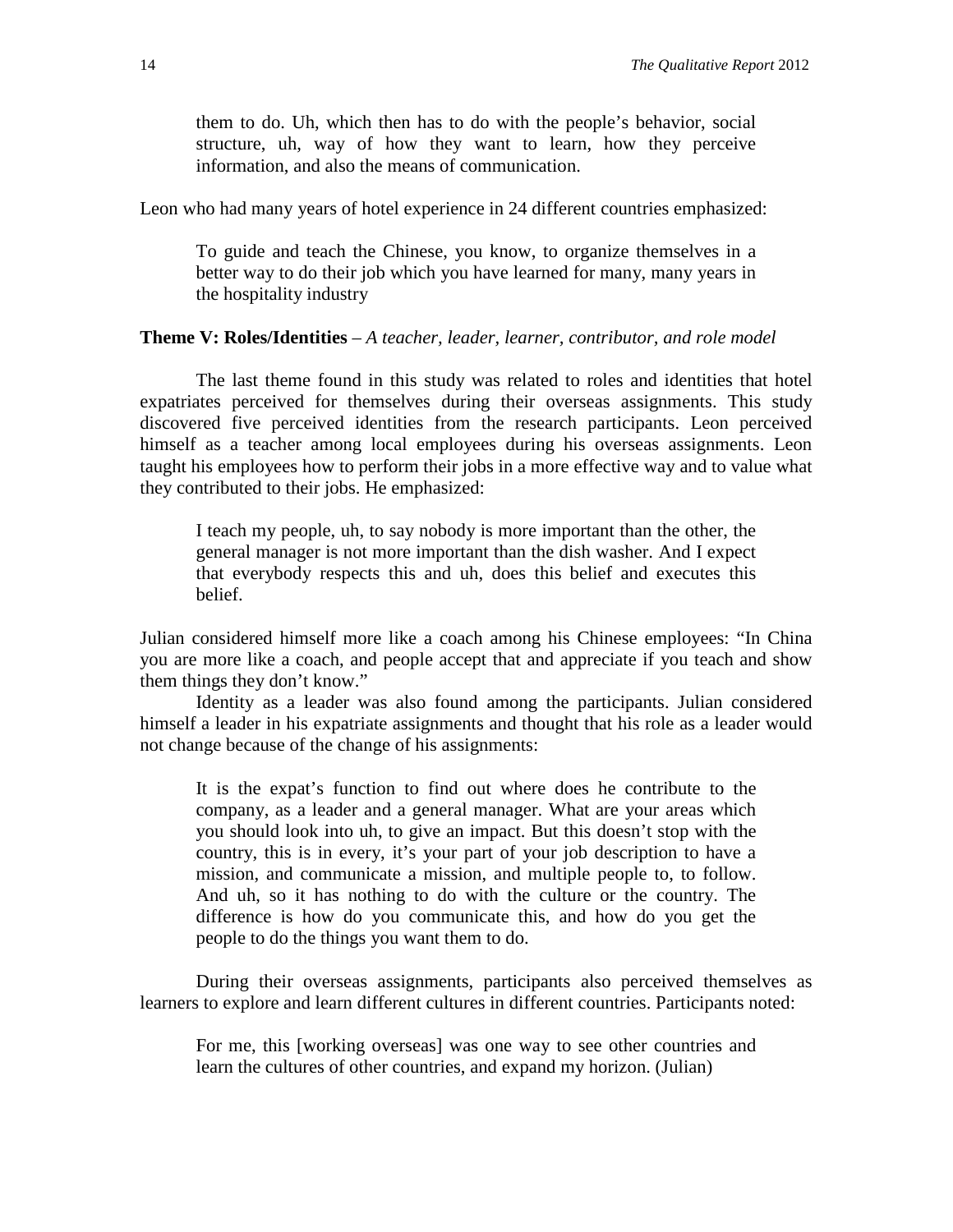> them to do. Uh, which then has to do with the people's behavior, social structure, uh, way of how they want to learn, how they perceive information, and also the means of communication.

Leon who had many years of hotel experience in 24 different countries emphasized:

> To guide and teach the Chinese, you know, to organize themselves in a better way to do their job which you have learned for many, many years in the hospitality industry

**Theme V: Roles/Identities** – *A teacher, leader, learner, contributor, and role model*

The last theme found in this study was related to roles and identities that hotel expatriates perceived for themselves during their overseas assignments. This study discovered five perceived identities from the research participants. Leon perceived himself as a teacher among local employees during his overseas assignments. Leon taught his employees how to perform their jobs in a more effective way and to value what they contributed to their jobs. He emphasized:

> I teach my people, uh, to say nobody is more important than the other, the general manager is not more important than the dish washer. And I expect that everybody respects this and uh, does this belief and executes this belief.

Julian considered himself more like a coach among his Chinese employees: "In China you are more like a coach, and people accept that and appreciate if you teach and show them things they don't know."

Identity as a leader was also found among the participants. Julian considered himself a leader in his expatriate assignments and thought that his role as a leader would not change because of the change of his assignments:

> It is the expat's function to find out where does he contribute to the company, as a leader and a general manager. What are your areas which you should look into uh, to give an impact. But this doesn't stop with the country, this is in every, it's your part of your job description to have a mission, and communicate a mission, and multiple people to, to follow. And uh, so it has nothing to do with the culture or the country. The difference is how do you communicate this, and how do you get the people to do the things you want them to do.

During their overseas assignments, participants also perceived themselves as learners to explore and learn different cultures in different countries. Participants noted:

> For me, this [working overseas] was one way to see other countries and learn the cultures of other countries, and expand my horizon. (Julian)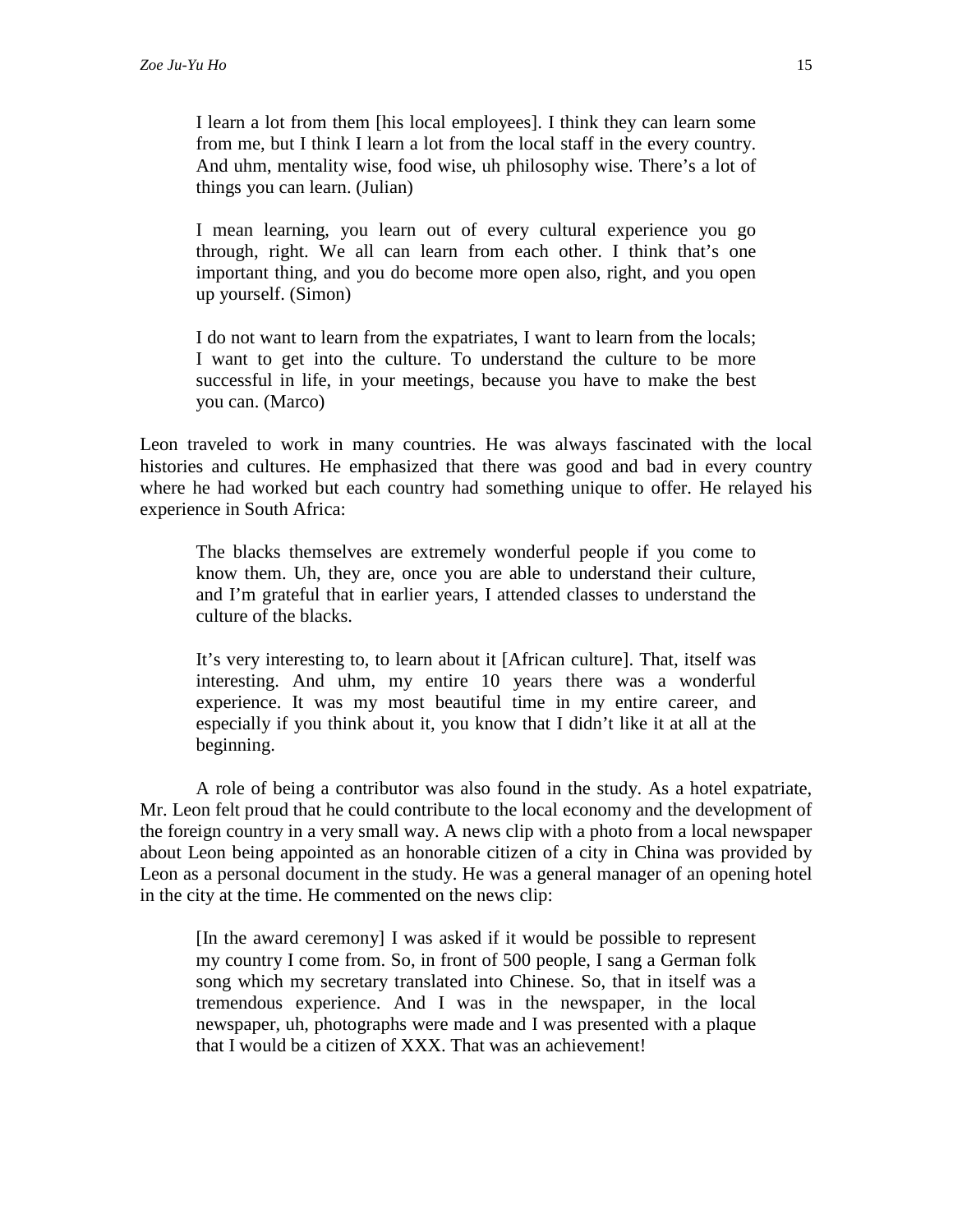> I learn a lot from them [his local employees]. I think they can learn some from me, but I think I learn a lot from the local staff in the every country. And uhm, mentality wise, food wise, uh philosophy wise. There's a lot of things you can learn. (Julian)

> I mean learning, you learn out of every cultural experience you go through, right. We all can learn from each other. I think that's one important thing, and you do become more open also, right, and you open up yourself. (Simon)

> I do not want to learn from the expatriates, I want to learn from the locals; I want to get into the culture. To understand the culture to be more successful in life, in your meetings, because you have to make the best you can. (Marco)

Leon traveled to work in many countries. He was always fascinated with the local histories and cultures. He emphasized that there was good and bad in every country where he had worked but each country had something unique to offer. He relayed his experience in South Africa:

> The blacks themselves are extremely wonderful people if you come to know them. Uh, they are, once you are able to understand their culture, and I'm grateful that in earlier years, I attended classes to understand the culture of the blacks.

> It's very interesting to, to learn about it [African culture]. That, itself was interesting. And uhm, my entire 10 years there was a wonderful experience. It was my most beautiful time in my entire career, and especially if you think about it, you know that I didn't like it at all at the beginning.

A role of being a contributor was also found in the study. As a hotel expatriate, Mr. Leon felt proud that he could contribute to the local economy and the development of the foreign country in a very small way. A news clip with a photo from a local newspaper about Leon being appointed as an honorable citizen of a city in China was provided by Leon as a personal document in the study. He was a general manager of an opening hotel in the city at the time. He commented on the news clip:

> [In the award ceremony] I was asked if it would be possible to represent my country I come from. So, in front of 500 people, I sang a German folk song which my secretary translated into Chinese. So, that in itself was a tremendous experience. And I was in the newspaper, in the local newspaper, uh, photographs were made and I was presented with a plaque that I would be a citizen of XXX. That was an achievement!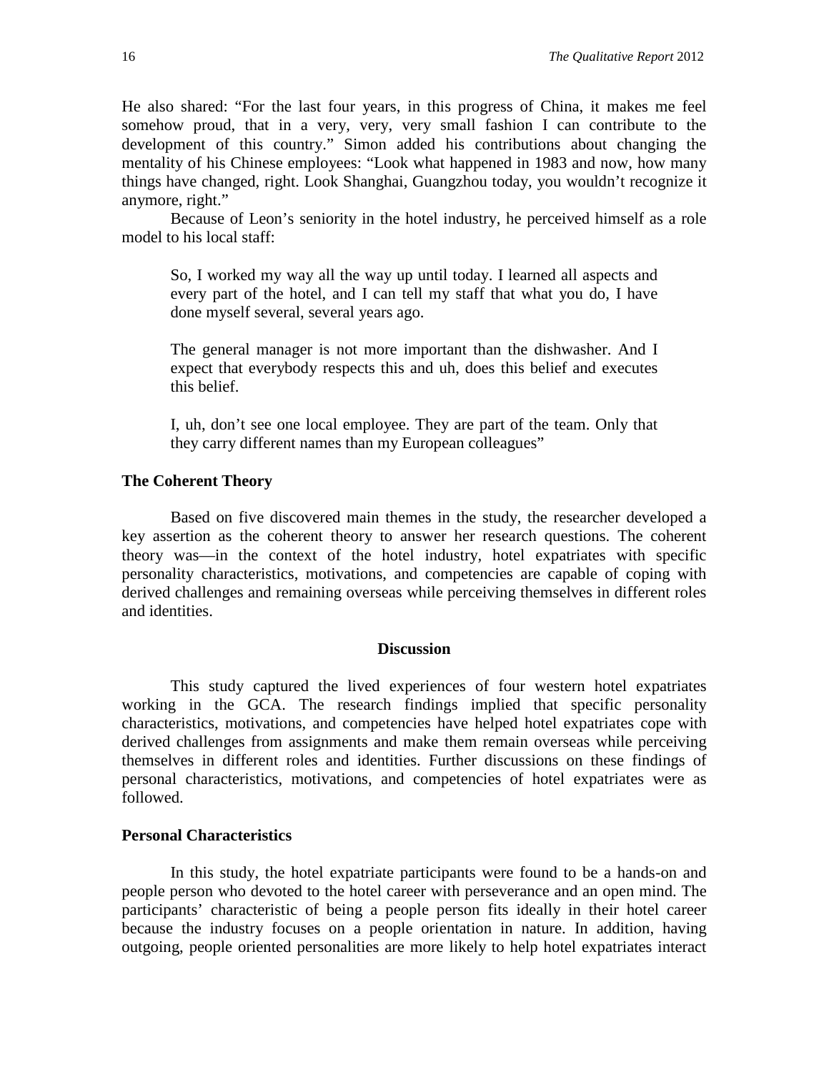He also shared: "For the last four years, in this progress of China, it makes me feel somehow proud, that in a very, very, very small fashion I can contribute to the development of this country." Simon added his contributions about changing the mentality of his Chinese employees: "Look what happened in 1983 and now, how many things have changed, right. Look Shanghai, Guangzhou today, you wouldn't recognize it anymore, right."

Because of Leon's seniority in the hotel industry, he perceived himself as a role model to his local staff:

> So, I worked my way all the way up until today. I learned all aspects and every part of the hotel, and I can tell my staff that what you do, I have done myself several, several years ago.
>
> The general manager is not more important than the dishwasher. And I expect that everybody respects this and uh, does this belief and executes this belief.
>
> I, uh, don't see one local employee. They are part of the team. Only that they carry different names than my European colleagues"

### The Coherent Theory

Based on five discovered main themes in the study, the researcher developed a key assertion as the coherent theory to answer her research questions. The coherent theory was—in the context of the hotel industry, hotel expatriates with specific personality characteristics, motivations, and competencies are capable of coping with derived challenges and remaining overseas while perceiving themselves in different roles and identities.

## Discussion

This study captured the lived experiences of four western hotel expatriates working in the GCA. The research findings implied that specific personality characteristics, motivations, and competencies have helped hotel expatriates cope with derived challenges from assignments and make them remain overseas while perceiving themselves in different roles and identities. Further discussions on these findings of personal characteristics, motivations, and competencies of hotel expatriates were as followed.

### Personal Characteristics

In this study, the hotel expatriate participants were found to be a hands-on and people person who devoted to the hotel career with perseverance and an open mind. The participants' characteristic of being a people person fits ideally in their hotel career because the industry focuses on a people orientation in nature. In addition, having outgoing, people oriented personalities are more likely to help hotel expatriates interact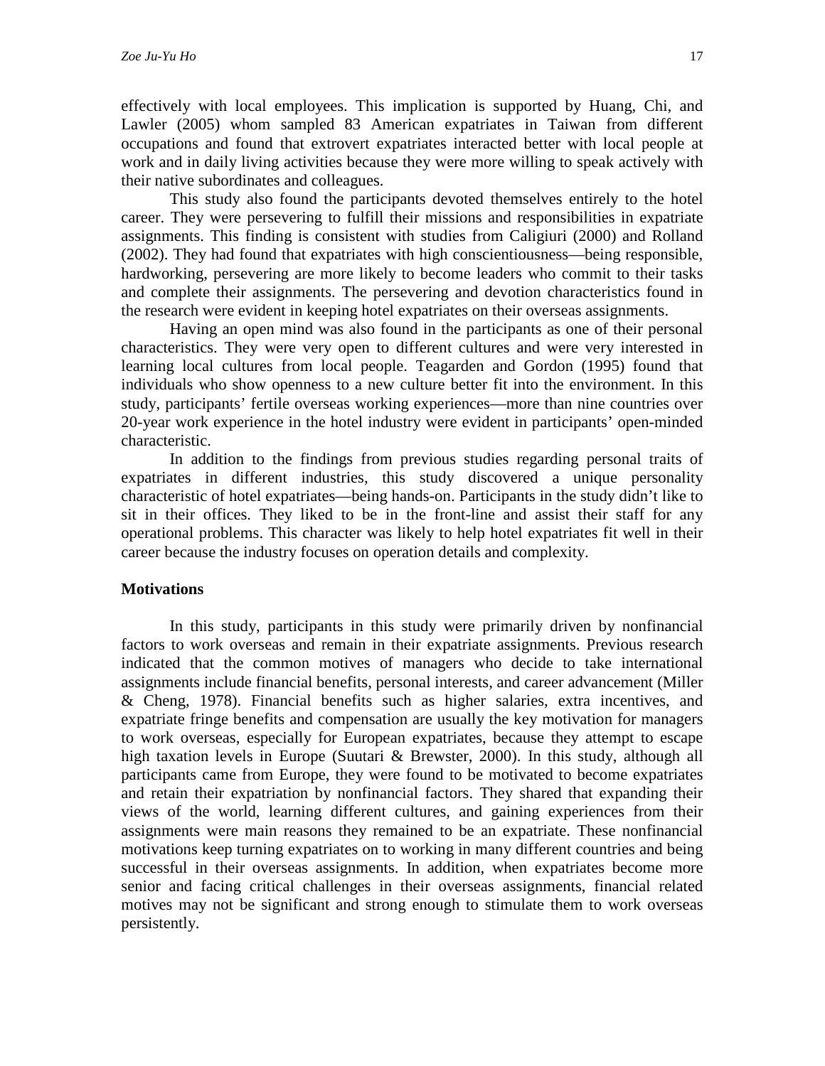effectively with local employees. This implication is supported by Huang, Chi, and Lawler (2005) whom sampled 83 American expatriates in Taiwan from different occupations and found that extrovert expatriates interacted better with local people at work and in daily living activities because they were more willing to speak actively with their native subordinates and colleagues.

This study also found the participants devoted themselves entirely to the hotel career. They were persevering to fulfill their missions and responsibilities in expatriate assignments. This finding is consistent with studies from Caligiuri (2000) and Rolland (2002). They had found that expatriates with high conscientiousness—being responsible, hardworking, persevering are more likely to become leaders who commit to their tasks and complete their assignments. The persevering and devotion characteristics found in the research were evident in keeping hotel expatriates on their overseas assignments.

Having an open mind was also found in the participants as one of their personal characteristics. They were very open to different cultures and were very interested in learning local cultures from local people. Teagarden and Gordon (1995) found that individuals who show openness to a new culture better fit into the environment. In this study, participants' fertile overseas working experiences—more than nine countries over 20-year work experience in the hotel industry were evident in participants' open-minded characteristic.

In addition to the findings from previous studies regarding personal traits of expatriates in different industries, this study discovered a unique personality characteristic of hotel expatriates—being hands-on. Participants in the study didn't like to sit in their offices. They liked to be in the front-line and assist their staff for any operational problems. This character was likely to help hotel expatriates fit well in their career because the industry focuses on operation details and complexity.

### Motivations

In this study, participants in this study were primarily driven by nonfinancial factors to work overseas and remain in their expatriate assignments. Previous research indicated that the common motives of managers who decide to take international assignments include financial benefits, personal interests, and career advancement (Miller & Cheng, 1978). Financial benefits such as higher salaries, extra incentives, and expatriate fringe benefits and compensation are usually the key motivation for managers to work overseas, especially for European expatriates, because they attempt to escape high taxation levels in Europe (Suutari & Brewster, 2000). In this study, although all participants came from Europe, they were found to be motivated to become expatriates and retain their expatriation by nonfinancial factors. They shared that expanding their views of the world, learning different cultures, and gaining experiences from their assignments were main reasons they remained to be an expatriate. These nonfinancial motivations keep turning expatriates on to working in many different countries and being successful in their overseas assignments. In addition, when expatriates become more senior and facing critical challenges in their overseas assignments, financial related motives may not be significant and strong enough to stimulate them to work overseas persistently.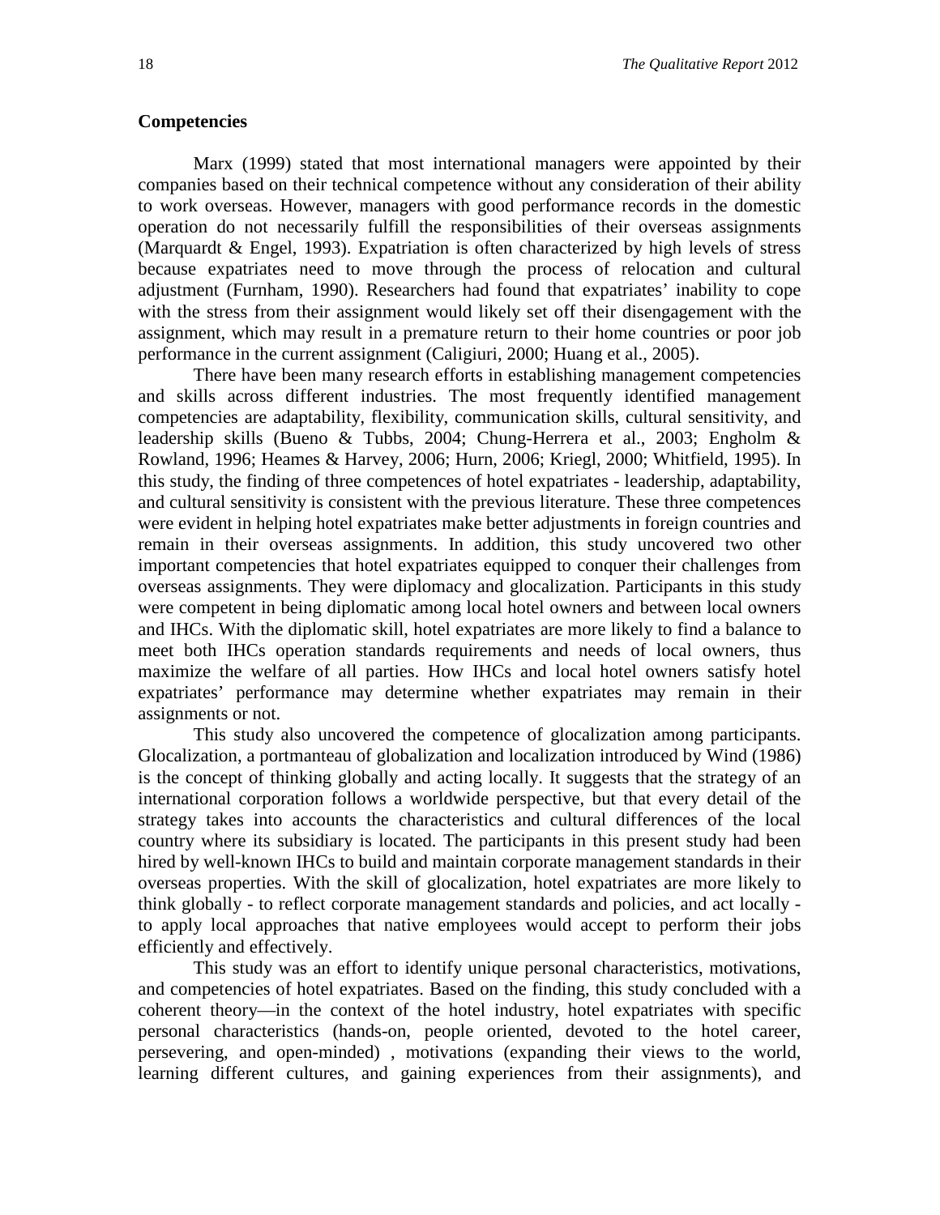### Competencies

Marx (1999) stated that most international managers were appointed by their companies based on their technical competence without any consideration of their ability to work overseas. However, managers with good performance records in the domestic operation do not necessarily fulfill the responsibilities of their overseas assignments (Marquardt & Engel, 1993). Expatriation is often characterized by high levels of stress because expatriates need to move through the process of relocation and cultural adjustment (Furnham, 1990). Researchers had found that expatriates' inability to cope with the stress from their assignment would likely set off their disengagement with the assignment, which may result in a premature return to their home countries or poor job performance in the current assignment (Caligiuri, 2000; Huang et al., 2005).

There have been many research efforts in establishing management competencies and skills across different industries. The most frequently identified management competencies are adaptability, flexibility, communication skills, cultural sensitivity, and leadership skills (Bueno & Tubbs, 2004; Chung-Herrera et al., 2003; Engholm & Rowland, 1996; Heames & Harvey, 2006; Hurn, 2006; Kriegl, 2000; Whitfield, 1995). In this study, the finding of three competences of hotel expatriates - leadership, adaptability, and cultural sensitivity is consistent with the previous literature. These three competences were evident in helping hotel expatriates make better adjustments in foreign countries and remain in their overseas assignments. In addition, this study uncovered two other important competencies that hotel expatriates equipped to conquer their challenges from overseas assignments. They were diplomacy and glocalization. Participants in this study were competent in being diplomatic among local hotel owners and between local owners and IHCs. With the diplomatic skill, hotel expatriates are more likely to find a balance to meet both IHCs operation standards requirements and needs of local owners, thus maximize the welfare of all parties. How IHCs and local hotel owners satisfy hotel expatriates' performance may determine whether expatriates may remain in their assignments or not.

This study also uncovered the competence of glocalization among participants. Glocalization, a portmanteau of globalization and localization introduced by Wind (1986) is the concept of thinking globally and acting locally. It suggests that the strategy of an international corporation follows a worldwide perspective, but that every detail of the strategy takes into accounts the characteristics and cultural differences of the local country where its subsidiary is located. The participants in this present study had been hired by well-known IHCs to build and maintain corporate management standards in their overseas properties. With the skill of glocalization, hotel expatriates are more likely to think globally - to reflect corporate management standards and policies, and act locally - to apply local approaches that native employees would accept to perform their jobs efficiently and effectively.

This study was an effort to identify unique personal characteristics, motivations, and competencies of hotel expatriates. Based on the finding, this study concluded with a coherent theory—in the context of the hotel industry, hotel expatriates with specific personal characteristics (hands-on, people oriented, devoted to the hotel career, persevering, and open-minded) , motivations (expanding their views to the world, learning different cultures, and gaining experiences from their assignments), and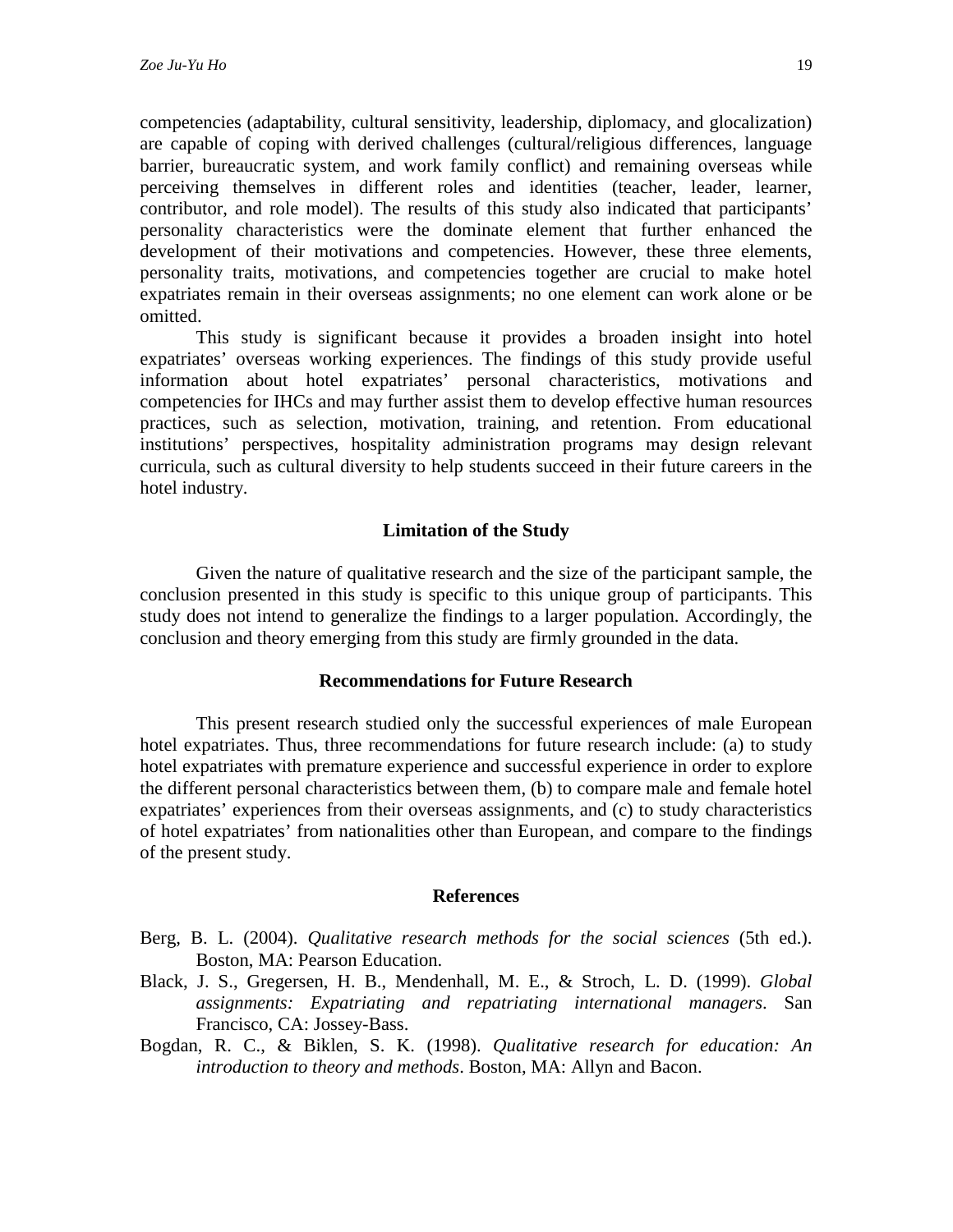competencies (adaptability, cultural sensitivity, leadership, diplomacy, and glocalization) are capable of coping with derived challenges (cultural/religious differences, language barrier, bureaucratic system, and work family conflict) and remaining overseas while perceiving themselves in different roles and identities (teacher, leader, learner, contributor, and role model). The results of this study also indicated that participants' personality characteristics were the dominate element that further enhanced the development of their motivations and competencies. However, these three elements, personality traits, motivations, and competencies together are crucial to make hotel expatriates remain in their overseas assignments; no one element can work alone or be omitted.

This study is significant because it provides a broaden insight into hotel expatriates' overseas working experiences. The findings of this study provide useful information about hotel expatriates' personal characteristics, motivations and competencies for IHCs and may further assist them to develop effective human resources practices, such as selection, motivation, training, and retention. From educational institutions' perspectives, hospitality administration programs may design relevant curricula, such as cultural diversity to help students succeed in their future careers in the hotel industry.

## Limitation of the Study

Given the nature of qualitative research and the size of the participant sample, the conclusion presented in this study is specific to this unique group of participants. This study does not intend to generalize the findings to a larger population. Accordingly, the conclusion and theory emerging from this study are firmly grounded in the data.

## Recommendations for Future Research

This present research studied only the successful experiences of male European hotel expatriates. Thus, three recommendations for future research include: (a) to study hotel expatriates with premature experience and successful experience in order to explore the different personal characteristics between them, (b) to compare male and female hotel expatriates' experiences from their overseas assignments, and (c) to study characteristics of hotel expatriates' from nationalities other than European, and compare to the findings of the present study.

## References

Berg, B. L. (2004). *Qualitative research methods for the social sciences* (5th ed.). Boston, MA: Pearson Education.

Black, J. S., Gregersen, H. B., Mendenhall, M. E., & Stroch, L. D. (1999). *Global assignments: Expatriating and repatriating international managers*. San Francisco, CA: Jossey-Bass.

Bogdan, R. C., & Biklen, S. K. (1998). *Qualitative research for education: An introduction to theory and methods*. Boston, MA: Allyn and Bacon.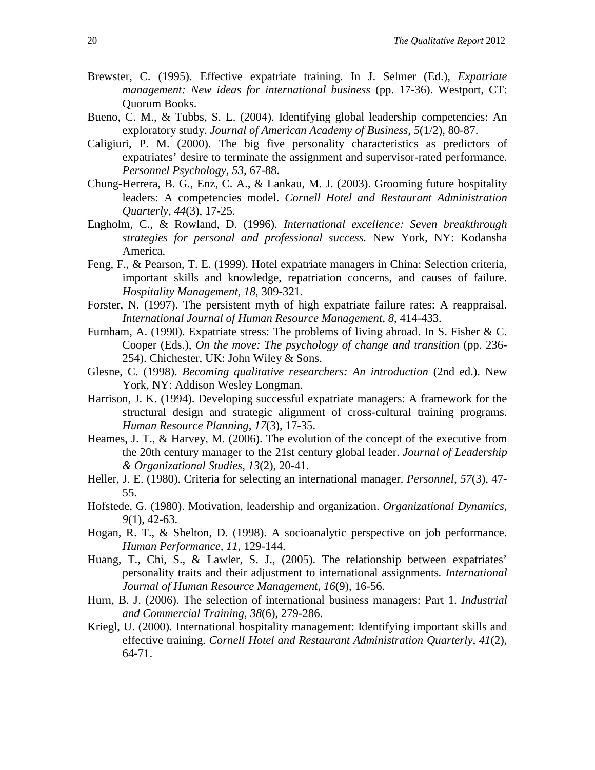Brewster, C. (1995). Effective expatriate training. In J. Selmer (Ed.), *Expatriate management: New ideas for international business* (pp. 17-36). Westport, CT: Quorum Books.

Bueno, C. M., & Tubbs, S. L. (2004). Identifying global leadership competencies: An exploratory study. *Journal of American Academy of Business*, *5*(1/2), 80-87.

Caligiuri, P. M. (2000). The big five personality characteristics as predictors of expatriates' desire to terminate the assignment and supervisor-rated performance. *Personnel Psychology*, *53*, 67-88.

Chung-Herrera, B. G., Enz, C. A., & Lankau, M. J. (2003). Grooming future hospitality leaders: A competencies model. *Cornell Hotel and Restaurant Administration Quarterly*, *44*(3), 17-25.

Engholm, C., & Rowland, D. (1996). *International excellence: Seven breakthrough strategies for personal and professional success.* New York, NY: Kodansha America.

Feng, F., & Pearson, T. E. (1999). Hotel expatriate managers in China: Selection criteria, important skills and knowledge, repatriation concerns, and causes of failure. *Hospitality Management*, *18*, 309-321.

Forster, N. (1997). The persistent myth of high expatriate failure rates: A reappraisal. *International Journal of Human Resource Management*, *8*, 414-433.

Furnham, A. (1990). Expatriate stress: The problems of living abroad. In S. Fisher & C. Cooper (Eds.), *On the move: The psychology of change and transition* (pp. 236-254). Chichester, UK: John Wiley & Sons.

Glesne, C. (1998). *Becoming qualitative researchers: An introduction* (2nd ed.). New York, NY: Addison Wesley Longman.

Harrison, J. K. (1994). Developing successful expatriate managers: A framework for the structural design and strategic alignment of cross-cultural training programs. *Human Resource Planning*, *17*(3), 17-35.

Heames, J. T., & Harvey, M. (2006). The evolution of the concept of the executive from the 20th century manager to the 21st century global leader. *Journal of Leadership & Organizational Studies*, *13*(2), 20-41.

Heller, J. E. (1980). Criteria for selecting an international manager. *Personnel, 57*(3), 47-55.

Hofstede, G. (1980). Motivation, leadership and organization. *Organizational Dynamics*, *9*(1), 42-63.

Hogan, R. T., & Shelton, D. (1998). A socioanalytic perspective on job performance. *Human Performance, 11*, 129-144.

Huang, T., Chi, S., & Lawler, S. J., (2005). The relationship between expatriates' personality traits and their adjustment to international assignments*. International Journal of Human Resource Management, 16*(9), 16-56*.*

Hurn, B. J. (2006). The selection of international business managers: Part 1. *Industrial and Commercial Training*, *38*(6), 279-286.

Kriegl, U. (2000). International hospitality management: Identifying important skills and effective training. *Cornell Hotel and Restaurant Administration Quarterly*, *41*(2), 64-71.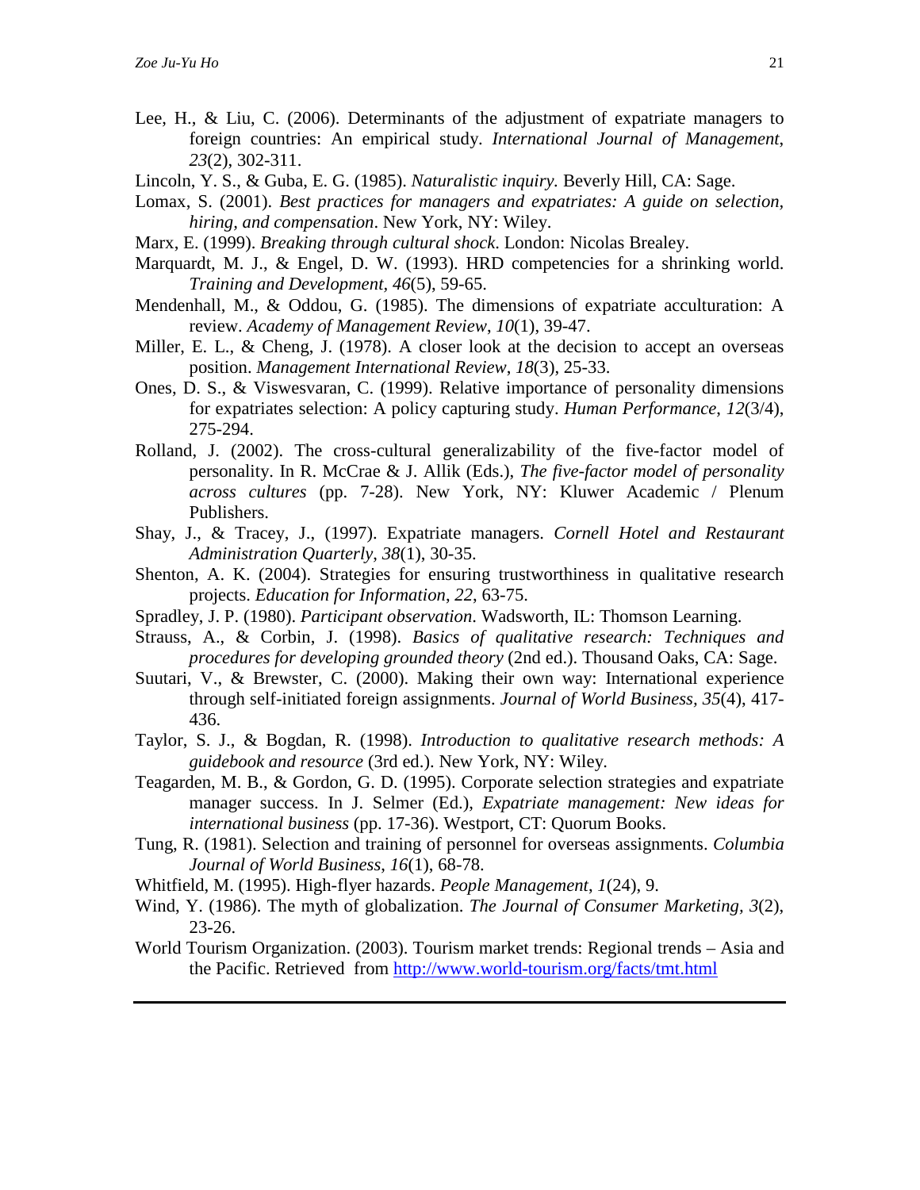Lee, H., & Liu, C. (2006). Determinants of the adjustment of expatriate managers to foreign countries: An empirical study. *International Journal of Management*, *23*(2), 302-311.

Lincoln, Y. S., & Guba, E. G. (1985). *Naturalistic inquiry.* Beverly Hill, CA: Sage.

Lomax, S. (2001). *Best practices for managers and expatriates: A guide on selection, hiring, and compensation*. New York, NY: Wiley.

Marx, E. (1999). *Breaking through cultural shock*. London: Nicolas Brealey.

Marquardt, M. J., & Engel, D. W. (1993). HRD competencies for a shrinking world. *Training and Development*, *46*(5), 59-65.

Mendenhall, M., & Oddou, G. (1985). The dimensions of expatriate acculturation: A review. *Academy of Management Review*, *10*(1), 39-47.

Miller, E. L., & Cheng, J. (1978). A closer look at the decision to accept an overseas position. *Management International Review*, *18*(3), 25-33.

Ones, D. S., & Viswesvaran, C. (1999). Relative importance of personality dimensions for expatriates selection: A policy capturing study. *Human Performance*, *12*(3/4), 275-294.

Rolland, J. (2002). The cross-cultural generalizability of the five-factor model of personality. In R. McCrae & J. Allik (Eds.), *The five-factor model of personality across cultures* (pp. 7-28). New York, NY: Kluwer Academic / Plenum Publishers.

Shay, J., & Tracey, J., (1997). Expatriate managers. *Cornell Hotel and Restaurant Administration Quarterly*, *38*(1), 30-35.

Shenton, A. K. (2004). Strategies for ensuring trustworthiness in qualitative research projects. *Education for Information*, *22*, 63-75.

Spradley, J. P. (1980). *Participant observation*. Wadsworth, IL: Thomson Learning.

Strauss, A., & Corbin, J. (1998). *Basics of qualitative research: Techniques and procedures for developing grounded theory* (2nd ed.). Thousand Oaks, CA: Sage.

Suutari, V., & Brewster, C. (2000). Making their own way: International experience through self-initiated foreign assignments. *Journal of World Business, 35*(4), 417-436.

Taylor, S. J., & Bogdan, R. (1998). *Introduction to qualitative research methods: A guidebook and resource* (3rd ed.). New York, NY: Wiley.

Teagarden, M. B., & Gordon, G. D. (1995). Corporate selection strategies and expatriate manager success. In J. Selmer (Ed.), *Expatriate management: New ideas for international business* (pp. 17-36). Westport, CT: Quorum Books.

Tung, R. (1981). Selection and training of personnel for overseas assignments. *Columbia Journal of World Business*, *16*(1), 68-78.

Whitfield, M. (1995). High-flyer hazards. *People Management*, *1*(24), 9.

Wind, Y. (1986). The myth of globalization. *The Journal of Consumer Marketing*, *3*(2), 23-26.

World Tourism Organization. (2003). Tourism market trends: Regional trends – Asia and the Pacific. Retrieved from http://www.world-tourism.org/facts/tmt.html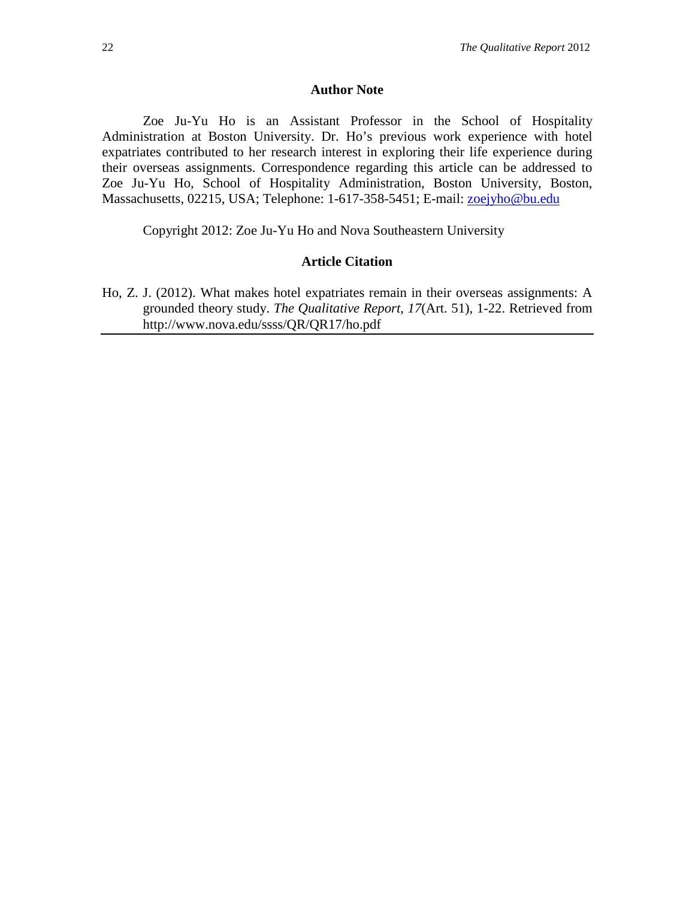## Author Note

Zoe Ju-Yu Ho is an Assistant Professor in the School of Hospitality Administration at Boston University. Dr. Ho's previous work experience with hotel expatriates contributed to her research interest in exploring their life experience during their overseas assignments. Correspondence regarding this article can be addressed to Zoe Ju-Yu Ho, School of Hospitality Administration, Boston University, Boston, Massachusetts, 02215, USA; Telephone: 1-617-358-5451; E-mail: zoejyho@bu.edu

Copyright 2012: Zoe Ju-Yu Ho and Nova Southeastern University

## Article Citation

Ho, Z. J. (2012). What makes hotel expatriates remain in their overseas assignments: A grounded theory study. *The Qualitative Report*, *17*(Art. 51), 1-22. Retrieved from http://www.nova.edu/ssss/QR/QR17/ho.pdf